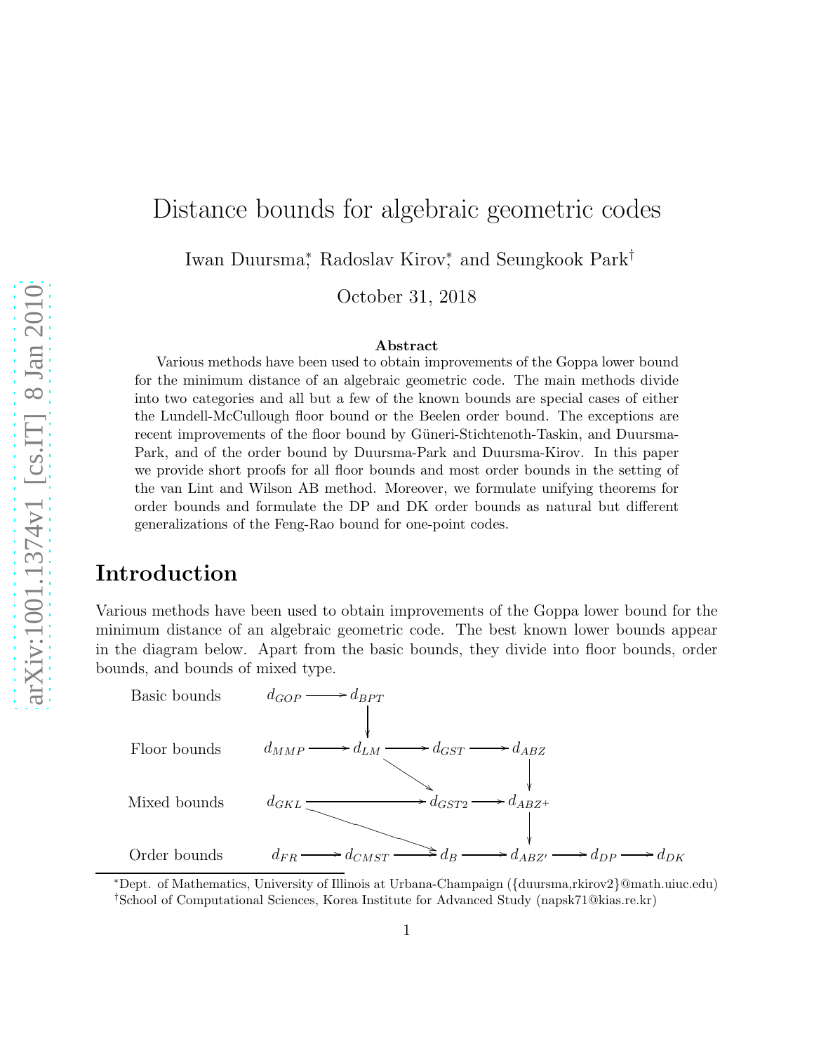# Distance bounds for algebraic geometric codes

Iwan Duursma*, Radoslav Kirov*, and Seungkook Park†

October 31, 2018

**Abstract**

Various methods have been used to obtain improvements of the Goppa lower bound for the minimum distance of an algebraic geometric code. The main methods divide into two categories and all but a few of the known bounds are special cases of either the Lundell-McCullough floor bound or the Beelen order bound. The exceptions are recent improvements of the floor bound by Güneri-Stichtenoth-Taskin, and Duursma-Park, and of the order bound by Duursma-Park and Duursma-Kirov. In this paper we provide short proofs for all floor bounds and most order bounds in the setting of the van Lint and Wilson AB method. Moreover, we formulate unifying theorems for order bounds and formulate the DP and DK order bounds as natural but different generalizations of the Feng-Rao bound for one-point codes.

## Introduction

Various methods have been used to obtain improvements of the Goppa lower bound for the minimum distance of an algebraic geometric code. The best known lower bounds appear in the diagram below. Apart from the basic bounds, they divide into floor bounds, order bounds, and bounds of mixed type.

Basic bounds: $d_{GOP} \longrightarrow d_{BPT}$

Floor bounds: $d_{MMP} \longrightarrow d_{LM} \longrightarrow d_{GST} \longrightarrow d_{ABZ}$

Mixed bounds: $d_{GKL} \longrightarrow d_{GST2} \longrightarrow d_{ABZ^+}$

Order bounds: $d_{FR} \longrightarrow d_{CMST} \longrightarrow d_B \longrightarrow d_{ABZ'} \longrightarrow d_{DP} \longrightarrow d_{DK}$

Additional arrows: $d_{BPT} \longrightarrow d_{LM}$, $d_{LM} \longrightarrow d_{GST2}$, $d_{ABZ} \longrightarrow d_{ABZ^+}$, $d_{GKL} \longrightarrow d_B$, $d_{ABZ^+} \longrightarrow d_{ABZ'}$.

*Dept. of Mathematics, University of Illinois at Urbana-Champaign ({duursma,rkirov2}@math.uiuc.edu)

†School of Computational Sciences, Korea Institute for Advanced Study (napsk71@kias.re.kr)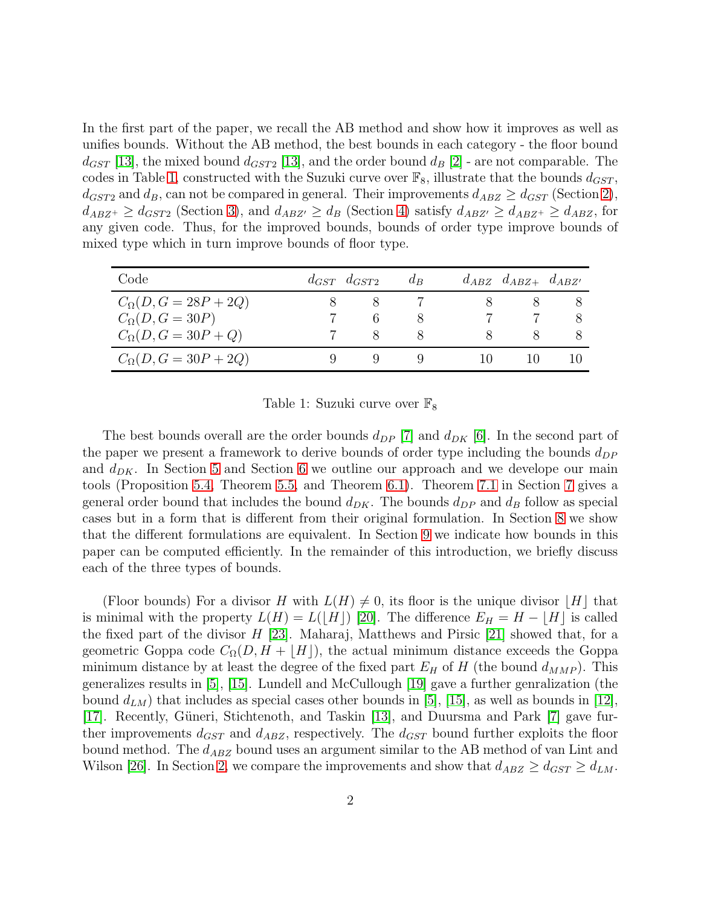In the first part of the paper, we recall the AB method and show how it improves as well as unifies bounds. Without the AB method, the best bounds in each category - the floor bound $d_{GST}$ [13], the mixed bound $d_{GST2}$ [13], and the order bound $d_B$ [2] - are not comparable. The codes in Table 1, constructed with the Suzuki curve over $\mathbb{F}_8$, illustrate that the bounds $d_{GST}$, $d_{GST2}$ and $d_B$, can not be compared in general. Their improvements $d_{ABZ} \geq d_{GST}$ (Section 2), $d_{ABZ^+} \geq d_{GST2}$ (Section 3), and $d_{ABZ'} \geq d_B$ (Section 4) satisfy $d_{ABZ'} \geq d_{ABZ^+} \geq d_{ABZ}$, for any given code. Thus, for the improved bounds, bounds of order type improve bounds of mixed type which in turn improve bounds of floor type.

| Code | $d_{GST}$ | $d_{GST2}$ | $d_B$ | $d_{ABZ}$ | $d_{ABZ+}$ | $d_{ABZ'}$ |
|---|---|---|---|---|---|---|
| $C_\Omega(D, G = 28P + 2Q)$ | 8 | 8 | 7 | 8 | 8 | 8 |
| $C_\Omega(D, G = 30P)$ | 7 | 6 | 8 | 7 | 7 | 8 |
| $C_\Omega(D, G = 30P + Q)$ | 7 | 8 | 8 | 8 | 8 | 8 |
| $C_\Omega(D, G = 30P + 2Q)$ | 9 | 9 | 9 | 10 | 10 | 10 |

Table 1: Suzuki curve over $\mathbb{F}_8$

The best bounds overall are the order bounds $d_{DP}$ [7] and $d_{DK}$ [6]. In the second part of the paper we present a framework to derive bounds of order type including the bounds $d_{DP}$ and $d_{DK}$. In Section 5 and Section 6 we outline our approach and we develope our main tools (Proposition 5.4, Theorem 5.5, and Theorem 6.1). Theorem 7.1 in Section 7 gives a general order bound that includes the bound $d_{DK}$. The bounds $d_{DP}$ and $d_B$ follow as special cases but in a form that is different from their original formulation. In Section 8 we show that the different formulations are equivalent. In Section 9 we indicate how bounds in this paper can be computed efficiently. In the remainder of this introduction, we briefly discuss each of the three types of bounds.

(Floor bounds) For a divisor $H$ with $L(H) \neq 0$, its floor is the unique divisor $\lfloor H \rfloor$ that is minimal with the property $L(H) = L(\lfloor H \rfloor)$ [20]. The difference $E_H = H - \lfloor H \rfloor$ is called the fixed part of the divisor $H$ [23]. Maharaj, Matthews and Pirsic [21] showed that, for a geometric Goppa code $C_\Omega(D, H + \lfloor H \rfloor)$, the actual minimum distance exceeds the Goppa minimum distance by at least the degree of the fixed part $E_H$ of $H$ (the bound $d_{MMP}$). This generalizes results in [5], [15]. Lundell and McCullough [19] gave a further genralization (the bound $d_{LM}$) that includes as special cases other bounds in [5], [15], as well as bounds in [12], [17]. Recently, Güneri, Stichtenoth, and Taskin [13], and Duursma and Park [7] gave further improvements $d_{GST}$ and $d_{ABZ}$, respectively. The $d_{GST}$ bound further exploits the floor bound method. The $d_{ABZ}$ bound uses an argument similar to the AB method of van Lint and Wilson [26]. In Section 2, we compare the improvements and show that $d_{ABZ} \geq d_{GST} \geq d_{LM}$.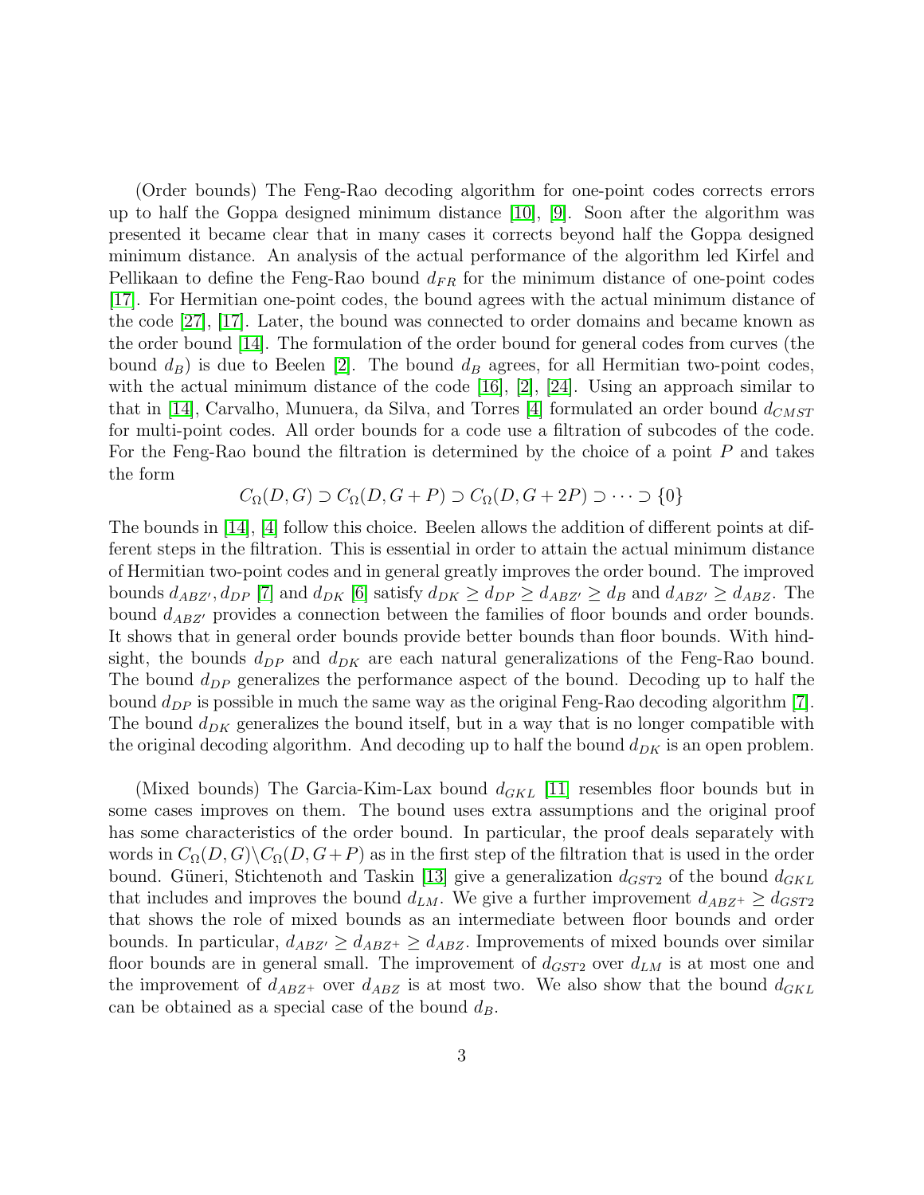(Order bounds) The Feng-Rao decoding algorithm for one-point codes corrects errors up to half the Goppa designed minimum distance [10], [9]. Soon after the algorithm was presented it became clear that in many cases it corrects beyond half the Goppa designed minimum distance. An analysis of the actual performance of the algorithm led Kirfel and Pellikaan to define the Feng-Rao bound $d_{FR}$ for the minimum distance of one-point codes [17]. For Hermitian one-point codes, the bound agrees with the actual minimum distance of the code [27], [17]. Later, the bound was connected to order domains and became known as the order bound [14]. The formulation of the order bound for general codes from curves (the bound $d_B$) is due to Beelen [2]. The bound $d_B$ agrees, for all Hermitian two-point codes, with the actual minimum distance of the code [16], [2], [24]. Using an approach similar to that in [14], Carvalho, Munuera, da Silva, and Torres [4] formulated an order bound $d_{CMST}$ for multi-point codes. All order bounds for a code use a filtration of subcodes of the code. For the Feng-Rao bound the filtration is determined by the choice of a point $P$ and takes the form

$$C_\Omega(D, G) \supset C_\Omega(D, G+P) \supset C_\Omega(D, G+2P) \supset \cdots \supset \{0\}$$

The bounds in [14], [4] follow this choice. Beelen allows the addition of different points at different steps in the filtration. This is essential in order to attain the actual minimum distance of Hermitian two-point codes and in general greatly improves the order bound. The improved bounds $d_{ABZ'}, d_{DP}$ [7] and $d_{DK}$ [6] satisfy $d_{DK} \geq d_{DP} \geq d_{ABZ'} \geq d_B$ and $d_{ABZ'} \geq d_{ABZ}$. The bound $d_{ABZ'}$ provides a connection between the families of floor bounds and order bounds. It shows that in general order bounds provide better bounds than floor bounds. With hindsight, the bounds $d_{DP}$ and $d_{DK}$ are each natural generalizations of the Feng-Rao bound. The bound $d_{DP}$ generalizes the performance aspect of the bound. Decoding up to half the bound $d_{DP}$ is possible in much the same way as the original Feng-Rao decoding algorithm [7]. The bound $d_{DK}$ generalizes the bound itself, but in a way that is no longer compatible with the original decoding algorithm. And decoding up to half the bound $d_{DK}$ is an open problem.

(Mixed bounds) The Garcia-Kim-Lax bound $d_{GKL}$ [11] resembles floor bounds but in some cases improves on them. The bound uses extra assumptions and the original proof has some characteristics of the order bound. In particular, the proof deals separately with words in $C_\Omega(D, G) \backslash C_\Omega(D, G+P)$ as in the first step of the filtration that is used in the order bound. Güneri, Stichtenoth and Taskin [13] give a generalization $d_{GST2}$ of the bound $d_{GKL}$ that includes and improves the bound $d_{LM}$. We give a further improvement $d_{ABZ^+} \geq d_{GST2}$ that shows the role of mixed bounds as an intermediate between floor bounds and order bounds. In particular, $d_{ABZ'} \geq d_{ABZ^+} \geq d_{ABZ}$. Improvements of mixed bounds over similar floor bounds are in general small. The improvement of $d_{GST2}$ over $d_{LM}$ is at most one and the improvement of $d_{ABZ^+}$ over $d_{ABZ}$ is at most two. We also show that the bound $d_{GKL}$ can be obtained as a special case of the bound $d_B$.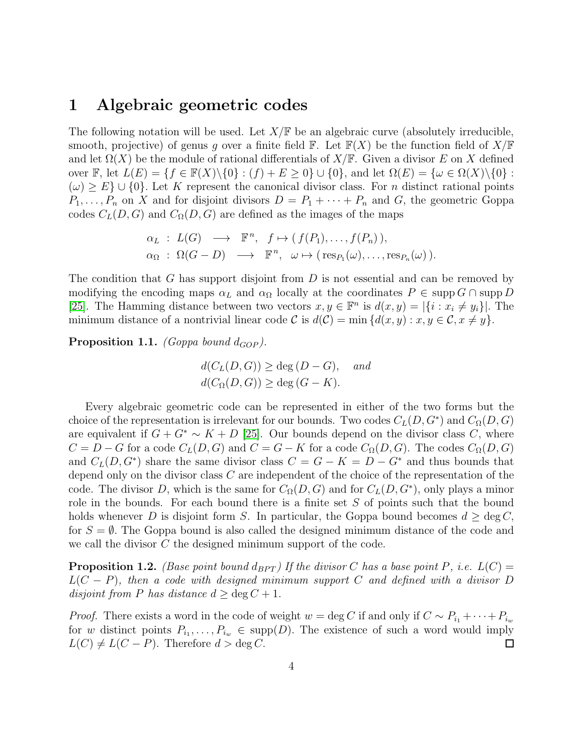# 1 Algebraic geometric codes

The following notation will be used. Let $X/\mathbb{F}$ be an algebraic curve (absolutely irreducible, smooth, projective) of genus $g$ over a finite field $\mathbb{F}$. Let $\mathbb{F}(X)$ be the function field of $X/\mathbb{F}$ and let $\Omega(X)$ be the module of rational differentials of $X/\mathbb{F}$. Given a divisor $E$ on $X$ defined over $\mathbb{F}$, let $L(E) = \{f \in \mathbb{F}(X)\backslash\{0\} : (f) + E \geq 0\} \cup \{0\}$, and let $\Omega(E) = \{\omega \in \Omega(X)\backslash\{0\} : (\omega) \geq E\} \cup \{0\}$. Let $K$ represent the canonical divisor class. For $n$ distinct rational points $P_1, \ldots, P_n$ on $X$ and for disjoint divisors $D = P_1 + \cdots + P_n$ and $G$, the geometric Goppa codes $C_L(D, G)$ and $C_\Omega(D, G)$ are defined as the images of the maps

$$
\begin{aligned}
\alpha_L \ &: \ L(G) \ \longrightarrow \ \mathbb{F}^n, \quad f \mapsto (\, f(P_1), \ldots, f(P_n) \,), \\
\alpha_\Omega \ &: \ \Omega(G - D) \ \longrightarrow \ \mathbb{F}^n, \quad \omega \mapsto (\, \mathrm{res}_{P_1}(\omega), \ldots, \mathrm{res}_{P_n}(\omega) \,).
\end{aligned}
$$

The condition that $G$ has support disjoint from $D$ is not essential and can be removed by modifying the encoding maps $\alpha_L$ and $\alpha_\Omega$ locally at the coordinates $P \in \operatorname{supp} G \cap \operatorname{supp} D$ [25]. The Hamming distance between two vectors $x, y \in \mathbb{F}^n$ is $d(x, y) = |\{i : x_i \neq y_i\}|$. The minimum distance of a nontrivial linear code $\mathcal{C}$ is $d(\mathcal{C}) = \min\{d(x, y) : x, y \in \mathcal{C}, x \neq y\}$.

**Proposition 1.1.** *(Goppa bound $d_{GOP}$).*

$$
\begin{aligned}
&d(C_L(D, G)) \geq \deg(D - G), \quad \textit{and} \\
&d(C_\Omega(D, G)) \geq \deg(G - K).
\end{aligned}
$$

Every algebraic geometric code can be represented in either of the two forms but the choice of the representation is irrelevant for our bounds. Two codes $C_L(D, G^*)$ and $C_\Omega(D, G)$ are equivalent if $G + G^* \sim K + D$ [25]. Our bounds depend on the divisor class $C$, where $C = D - G$ for a code $C_L(D, G)$ and $C = G - K$ for a code $C_\Omega(D, G)$. The codes $C_\Omega(D, G)$ and $C_L(D, G^*)$ share the same divisor class $C = G - K = D - G^*$ and thus bounds that depend only on the divisor class $C$ are independent of the choice of the representation of the code. The divisor $D$, which is the same for $C_\Omega(D, G)$ and for $C_L(D, G^*)$, only plays a minor role in the bounds. For each bound there is a finite set $S$ of points such that the bound holds whenever $D$ is disjoint form $S$. In particular, the Goppa bound becomes $d \geq \deg C$, for $S = \emptyset$. The Goppa bound is also called the designed minimum distance of the code and we call the divisor $C$ the designed minimum support of the code.

**Proposition 1.2.** *(Base point bound $d_{BPT}$) If the divisor $C$ has a base point $P$, i.e. $L(C) = L(C - P)$, then a code with designed minimum support $C$ and defined with a divisor $D$ disjoint from $P$ has distance $d \geq \deg C + 1$.*

*Proof.* There exists a word in the code of weight $w = \deg C$ if and only if $C \sim P_{i_1} + \cdots + P_{i_w}$ for $w$ distinct points $P_{i_1}, \ldots, P_{i_w} \in \operatorname{supp}(D)$. The existence of such a word would imply $L(C) \neq L(C - P)$. Therefore $d > \deg C$. ◻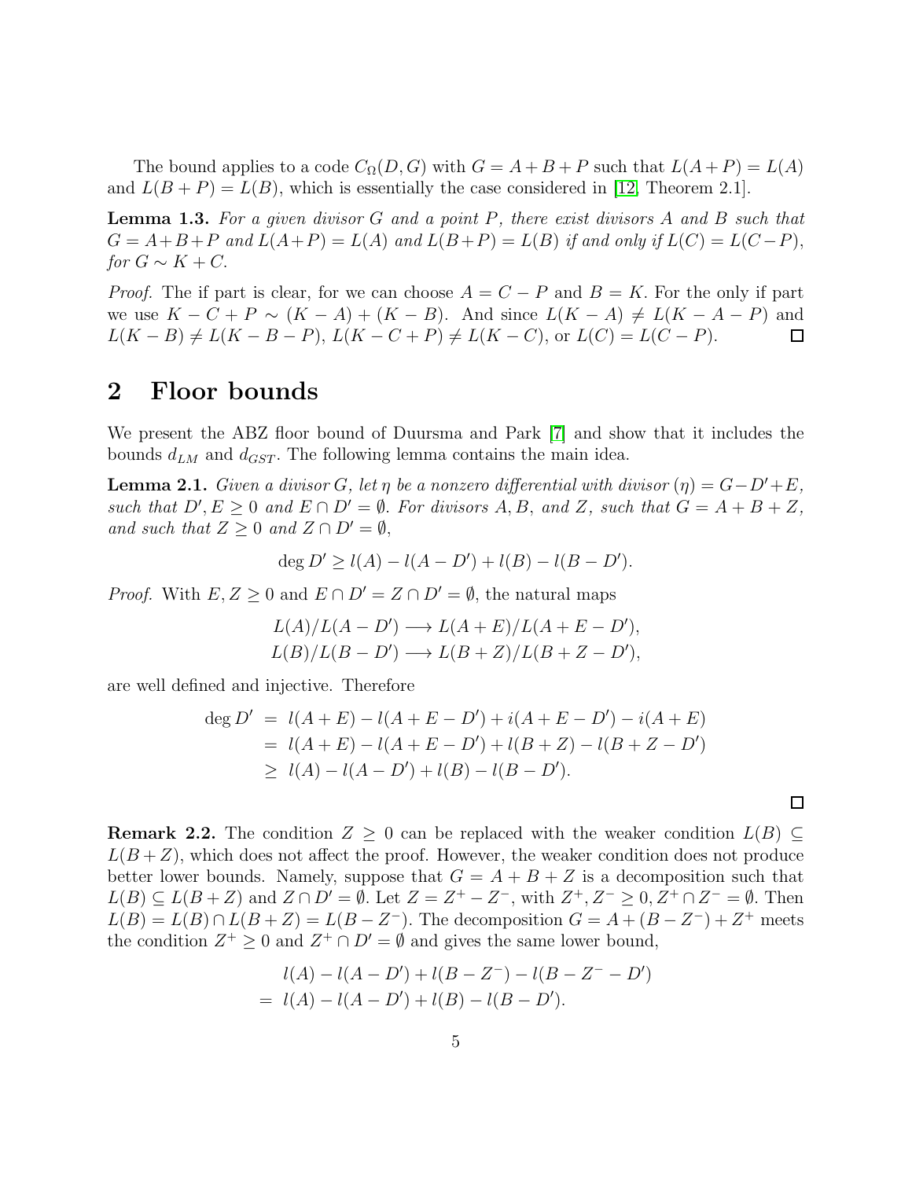The bound applies to a code $C_\Omega(D,G)$ with $G = A+B+P$ such that $L(A+P) = L(A)$ and $L(B+P) = L(B)$, which is essentially the case considered in [12, Theorem 2.1].

**Lemma 1.3.** *For a given divisor $G$ and a point $P$, there exist divisors $A$ and $B$ such that $G = A+B+P$ and $L(A+P) = L(A)$ and $L(B+P) = L(B)$ if and only if $L(C) = L(C-P)$, for $G \sim K + C$.*

*Proof.* The if part is clear, for we can choose $A = C - P$ and $B = K$. For the only if part we use $K - C + P \sim (K - A) + (K - B)$. And since $L(K - A) \neq L(K - A - P)$ and $L(K - B) \neq L(K - B - P)$, $L(K - C + P) \neq L(K - C)$, or $L(C) = L(C - P)$. ∎

## 2 Floor bounds

We present the ABZ floor bound of Duursma and Park [7] and show that it includes the bounds $d_{LM}$ and $d_{GST}$. The following lemma contains the main idea.

**Lemma 2.1.** *Given a divisor $G$, let $\eta$ be a nonzero differential with divisor $(\eta) = G - D' + E$, such that $D', E \geq 0$ and $E \cap D' = \emptyset$. For divisors $A, B$, and $Z$, such that $G = A + B + Z$, and such that $Z \geq 0$ and $Z \cap D' = \emptyset$,*

$$\deg D' \geq l(A) - l(A - D') + l(B) - l(B - D').$$

*Proof.* With $E, Z \geq 0$ and $E \cap D' = Z \cap D' = \emptyset$, the natural maps

$$L(A)/L(A - D') \longrightarrow L(A + E)/L(A + E - D'),$$
$$L(B)/L(B - D') \longrightarrow L(B + Z)/L(B + Z - D'),$$

are well defined and injective. Therefore

$$\begin{aligned}
\deg D' &= l(A + E) - l(A + E - D') + i(A + E - D') - i(A + E) \\
&= l(A + E) - l(A + E - D') + l(B + Z) - l(B + Z - D') \\
&\geq l(A) - l(A - D') + l(B) - l(B - D').
\end{aligned}$$

∎

**Remark 2.2.** The condition $Z \geq 0$ can be replaced with the weaker condition $L(B) \subseteq L(B + Z)$, which does not affect the proof. However, the weaker condition does not produce better lower bounds. Namely, suppose that $G = A + B + Z$ is a decomposition such that $L(B) \subseteq L(B + Z)$ and $Z \cap D' = \emptyset$. Let $Z = Z^+ - Z^-$, with $Z^+, Z^- \geq 0$, $Z^+ \cap Z^- = \emptyset$. Then $L(B) = L(B) \cap L(B + Z) = L(B - Z^-)$. The decomposition $G = A + (B - Z^-) + Z^+$ meets the condition $Z^+ \geq 0$ and $Z^+ \cap D' = \emptyset$ and gives the same lower bound,

$$\begin{aligned}
&\quad l(A) - l(A - D') + l(B - Z^-) - l(B - Z^- - D') \\
&= l(A) - l(A - D') + l(B) - l(B - D').
\end{aligned}$$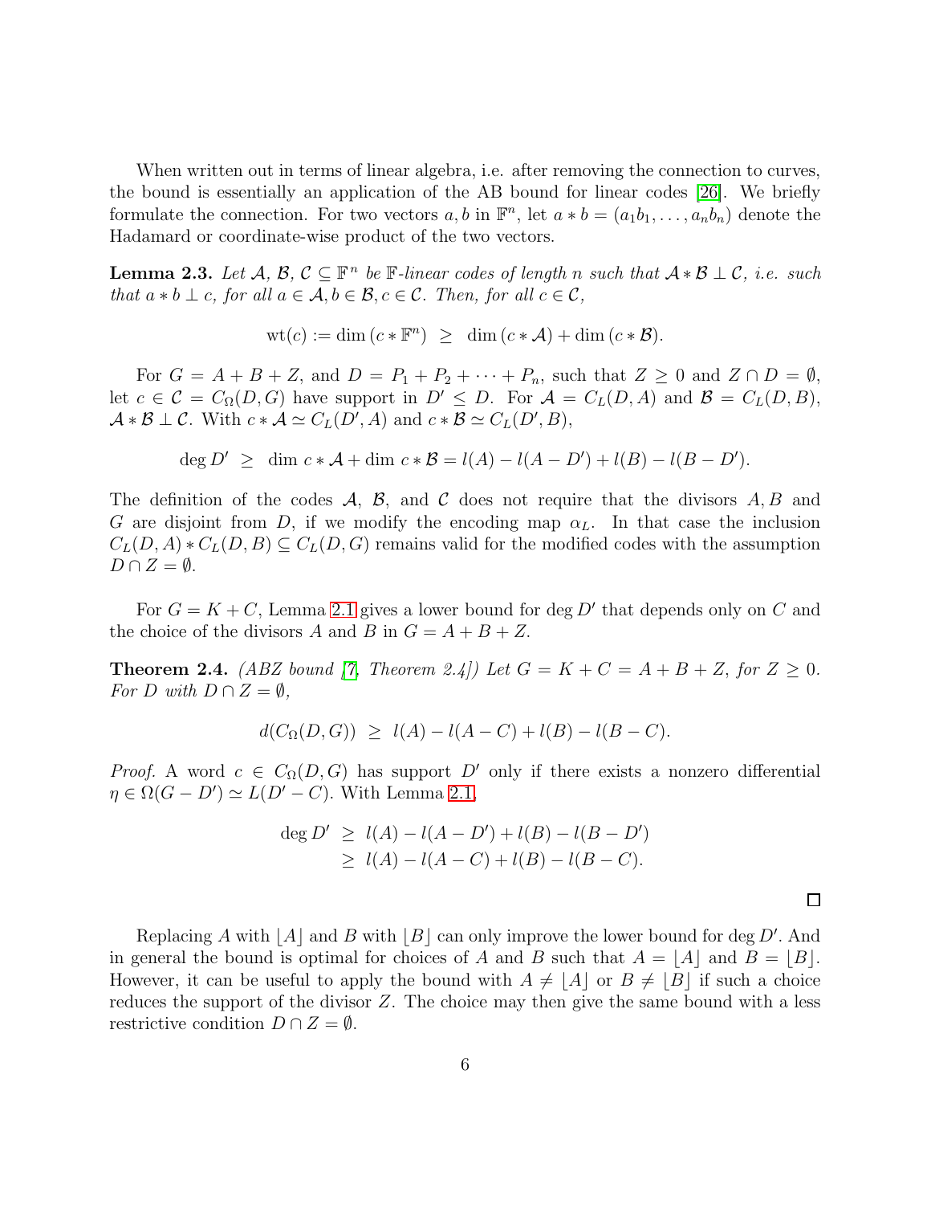When written out in terms of linear algebra, i.e. after removing the connection to curves, the bound is essentially an application of the AB bound for linear codes [26]. We briefly formulate the connection. For two vectors $a, b$ in $\mathbb{F}^n$, let $a * b = (a_1 b_1, \ldots, a_n b_n)$ denote the Hadamard or coordinate-wise product of the two vectors.

**Lemma 2.3.** *Let $\mathcal{A}$, $\mathcal{B}$, $\mathcal{C} \subseteq \mathbb{F}^n$ be $\mathbb{F}$-linear codes of length $n$ such that $\mathcal{A} * \mathcal{B} \perp \mathcal{C}$, i.e. such that $a * b \perp c$, for all $a \in \mathcal{A}, b \in \mathcal{B}, c \in \mathcal{C}$. Then, for all $c \in \mathcal{C}$,*

$$\mathrm{wt}(c) := \dim(c * \mathbb{F}^n) \;\geq\; \dim(c * \mathcal{A}) + \dim(c * \mathcal{B}).$$

For $G = A + B + Z$, and $D = P_1 + P_2 + \cdots + P_n$, such that $Z \geq 0$ and $Z \cap D = \emptyset$, let $c \in \mathcal{C} = C_\Omega(D, G)$ have support in $D' \leq D$. For $\mathcal{A} = C_L(D, A)$ and $\mathcal{B} = C_L(D, B)$, $\mathcal{A} * \mathcal{B} \perp \mathcal{C}$. With $c * \mathcal{A} \simeq C_L(D', A)$ and $c * \mathcal{B} \simeq C_L(D', B)$,

$$\deg D' \;\geq\; \dim c * \mathcal{A} + \dim c * \mathcal{B} = l(A) - l(A - D') + l(B) - l(B - D').$$

The definition of the codes $\mathcal{A}$, $\mathcal{B}$, and $\mathcal{C}$ does not require that the divisors $A, B$ and $G$ are disjoint from $D$, if we modify the encoding map $\alpha_L$. In that case the inclusion $C_L(D, A) * C_L(D, B) \subseteq C_L(D, G)$ remains valid for the modified codes with the assumption $D \cap Z = \emptyset$.

For $G = K + C$, Lemma 2.1 gives a lower bound for $\deg D'$ that depends only on $C$ and the choice of the divisors $A$ and $B$ in $G = A + B + Z$.

**Theorem 2.4.** *(ABZ bound [7, Theorem 2.4]) Let $G = K + C = A + B + Z$, for $Z \geq 0$. For $D$ with $D \cap Z = \emptyset$,*

$$d(C_\Omega(D, G)) \;\geq\; l(A) - l(A - C) + l(B) - l(B - C).$$

*Proof.* A word $c \in C_\Omega(D, G)$ has support $D'$ only if there exists a nonzero differential $\eta \in \Omega(G - D') \simeq L(D' - C)$. With Lemma 2.1,

$$\begin{aligned}
\deg D' \;&\geq\; l(A) - l(A - D') + l(B) - l(B - D') \\
&\geq\; l(A) - l(A - C) + l(B) - l(B - C).
\end{aligned}$$

□

Replacing $A$ with $\lfloor A \rfloor$ and $B$ with $\lfloor B \rfloor$ can only improve the lower bound for $\deg D'$. And in general the bound is optimal for choices of $A$ and $B$ such that $A = \lfloor A \rfloor$ and $B = \lfloor B \rfloor$. However, it can be useful to apply the bound with $A \neq \lfloor A \rfloor$ or $B \neq \lfloor B \rfloor$ if such a choice reduces the support of the divisor $Z$. The choice may then give the same bound with a less restrictive condition $D \cap Z = \emptyset$.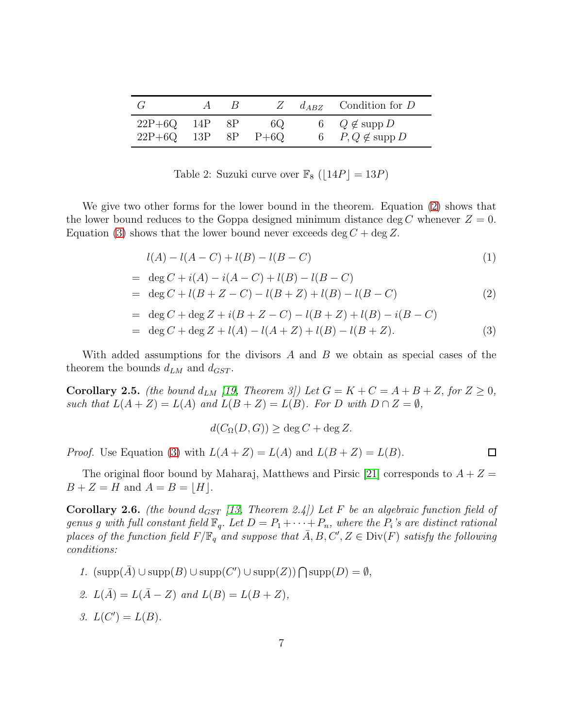| $G$ | $A$ | $B$ | $Z$ | $d_{ABZ}$ | Condition for $D$ |
|---|---|---|---|---|---|
| 22P+6Q | 14P | 8P | 6Q | 6 | $Q \notin \text{supp}\, D$ |
| 22P+6Q | 13P | 8P | P+6Q | 6 | $P, Q \notin \text{supp}\, D$ |

Table 2: Suzuki curve over $\mathbb{F}_8$ ($\lfloor 14P \rfloor = 13P$)

We give two other forms for the lower bound in the theorem. Equation (2) shows that the lower bound reduces to the Goppa designed minimum distance $\deg C$ whenever $Z = 0$. Equation (3) shows that the lower bound never exceeds $\deg C + \deg Z$.

$$
\begin{aligned}
& l(A) - l(A - C) + l(B) - l(B - C) && (1) \\
= \;& \deg C + i(A) - i(A - C) + l(B) - l(B - C) \\
= \;& \deg C + l(B + Z - C) - l(B + Z) + l(B) - l(B - C) && (2) \\
= \;& \deg C + \deg Z + i(B + Z - C) - l(B + Z) + l(B) - i(B - C) \\
= \;& \deg C + \deg Z + l(A) - l(A + Z) + l(B) - l(B + Z). && (3)
\end{aligned}
$$

With added assumptions for the divisors $A$ and $B$ we obtain as special cases of the theorem the bounds $d_{LM}$ and $d_{GST}$.

**Corollary 2.5.** *(the bound $d_{LM}$ [19, Theorem 3]) Let $G = K + C = A + B + Z$, for $Z \geq 0$, such that $L(A + Z) = L(A)$ and $L(B + Z) = L(B)$. For $D$ with $D \cap Z = \emptyset$,*

$$d(C_\Omega(D, G)) \geq \deg C + \deg Z.$$

*Proof.* Use Equation (3) with $L(A + Z) = L(A)$ and $L(B + Z) = L(B)$. □

The original floor bound by Maharaj, Matthews and Pirsic [21] corresponds to $A + Z = B + Z = H$ and $A = B = \lfloor H \rfloor$.

**Corollary 2.6.** *(the bound $d_{GST}$ [13, Theorem 2.4]) Let $F$ be an algebraic function field of genus $g$ with full constant field $\mathbb{F}_q$. Let $D = P_1 + \cdots + P_n$, where the $P_i$'s are distinct rational places of the function field $F/\mathbb{F}_q$ and suppose that $\bar{A}, B, C', Z \in \text{Div}(F)$ satisfy the following conditions:*

1. $(\text{supp}(\bar{A}) \cup \text{supp}(B) \cup \text{supp}(C') \cup \text{supp}(Z)) \bigcap \text{supp}(D) = \emptyset$,
2. $L(\bar{A}) = L(\bar{A} - Z)$ *and* $L(B) = L(B + Z)$,
3. $L(C') = L(B)$.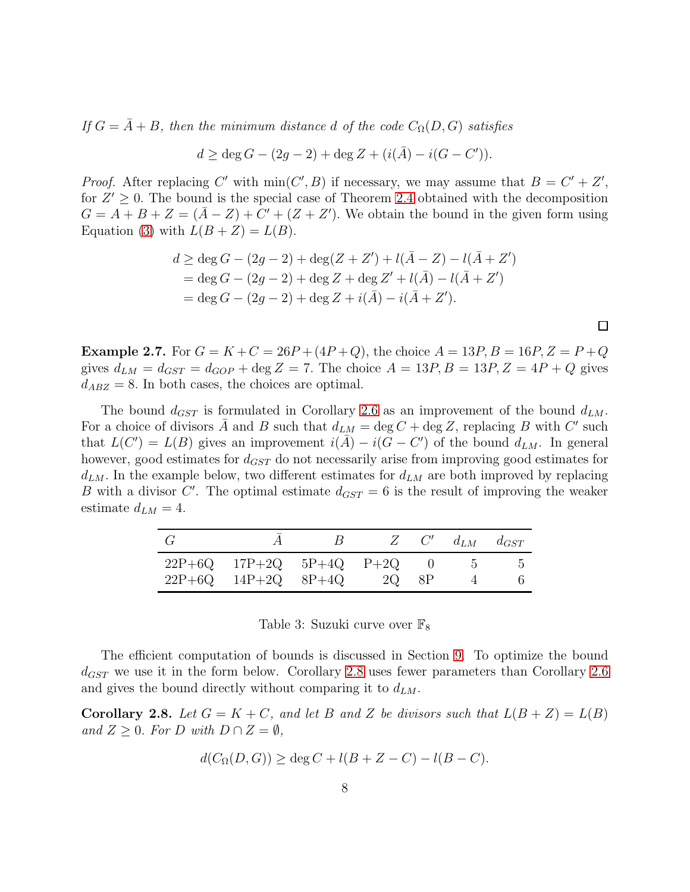*If $G = \bar{A} + B$, then the minimum distance $d$ of the code $C_\Omega(D, G)$ satisfies*

$$d \geq \deg G - (2g-2) + \deg Z + (i(\bar{A}) - i(G - C')).$$

*Proof.* After replacing $C'$ with $\min(C', B)$ if necessary, we may assume that $B = C' + Z'$, for $Z' \geq 0$. The bound is the special case of Theorem 2.4 obtained with the decomposition $G = A + B + Z = (\bar{A} - Z) + C' + (Z + Z')$. We obtain the bound in the given form using Equation (3) with $L(B + Z) = L(B)$.

$$\begin{aligned}
d &\geq \deg G - (2g-2) + \deg(Z + Z') + l(\bar{A} - Z) - l(\bar{A} + Z') \\
&= \deg G - (2g-2) + \deg Z + \deg Z' + l(\bar{A}) - l(\bar{A} + Z') \\
&= \deg G - (2g-2) + \deg Z + i(\bar{A}) - i(\bar{A} + Z').
\end{aligned}$$

□

**Example 2.7.** For $G = K + C = 26P + (4P + Q)$, the choice $A = 13P, B = 16P, Z = P + Q$ gives $d_{LM} = d_{GST} = d_{GOP} + \deg Z = 7$. The choice $A = 13P, B = 13P, Z = 4P + Q$ gives $d_{ABZ} = 8$. In both cases, the choices are optimal.

The bound $d_{GST}$ is formulated in Corollary 2.6 as an improvement of the bound $d_{LM}$. For a choice of divisors $\bar{A}$ and $B$ such that $d_{LM} = \deg C + \deg Z$, replacing $B$ with $C'$ such that $L(C') = L(B)$ gives an improvement $i(\bar{A}) - i(G - C')$ of the bound $d_{LM}$. In general however, good estimates for $d_{GST}$ do not necessarily arise from improving good estimates for $d_{LM}$. In the example below, two different estimates for $d_{LM}$ are both improved by replacing $B$ with a divisor $C'$. The optimal estimate $d_{GST} = 6$ is the result of improving the weaker estimate $d_{LM} = 4$.

| $G$ | $\bar{A}$ | $B$ | $Z$ | $C'$ | $d_{LM}$ | $d_{GST}$ |
|---|---|---|---|---|---|---|
| 22P+6Q | 17P+2Q | 5P+4Q | P+2Q | 0 | 5 | 5 |
| 22P+6Q | 14P+2Q | 8P+4Q | 2Q | 8P | 4 | 6 |

Table 3: Suzuki curve over $\mathbb{F}_8$

The efficient computation of bounds is discussed in Section 9. To optimize the bound $d_{GST}$ we use it in the form below. Corollary 2.8 uses fewer parameters than Corollary 2.6 and gives the bound directly without comparing it to $d_{LM}$.

**Corollary 2.8.** *Let $G = K + C$, and let $B$ and $Z$ be divisors such that $L(B + Z) = L(B)$ and $Z \geq 0$. For $D$ with $D \cap Z = \emptyset$,*

$$d(C_\Omega(D, G)) \geq \deg C + l(B + Z - C) - l(B - C).$$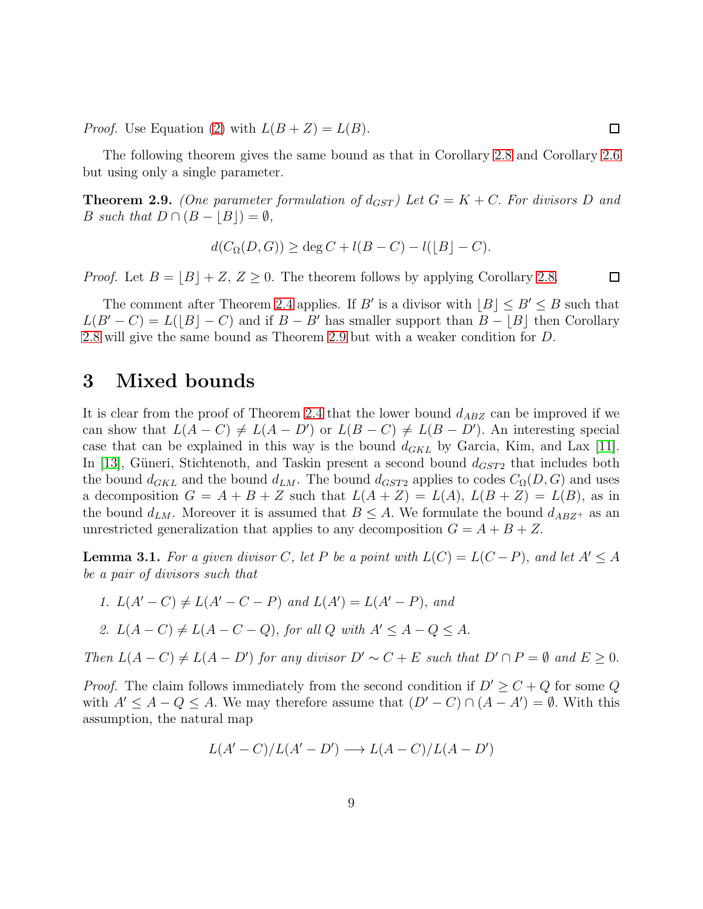*Proof.* Use Equation (2) with $L(B+Z) = L(B)$. $\square$

The following theorem gives the same bound as that in Corollary 2.8 and Corollary 2.6 but using only a single parameter.

**Theorem 2.9.** *(One parameter formulation of $d_{GST}$) Let $G = K + C$. For divisors $D$ and $B$ such that $D \cap (B - \lfloor B \rfloor) = \emptyset$,*

$$d(C_\Omega(D,G)) \geq \deg C + l(B - C) - l(\lfloor B \rfloor - C).$$

*Proof.* Let $B = \lfloor B \rfloor + Z$, $Z \geq 0$. The theorem follows by applying Corollary 2.8. $\square$

The comment after Theorem 2.4 applies. If $B'$ is a divisor with $\lfloor B \rfloor \leq B' \leq B$ such that $L(B' - C) = L(\lfloor B \rfloor - C)$ and if $B - B'$ has smaller support than $B - \lfloor B \rfloor$ then Corollary 2.8 will give the same bound as Theorem 2.9 but with a weaker condition for $D$.

# 3 Mixed bounds

It is clear from the proof of Theorem 2.4 that the lower bound $d_{ABZ}$ can be improved if we can show that $L(A - C) \neq L(A - D')$ or $L(B - C) \neq L(B - D')$. An interesting special case that can be explained in this way is the bound $d_{GKL}$ by Garcia, Kim, and Lax [11]. In [13], Güneri, Stichtenoth, and Taskin present a second bound $d_{GST2}$ that includes both the bound $d_{GKL}$ and the bound $d_{LM}$. The bound $d_{GST2}$ applies to codes $C_\Omega(D,G)$ and uses a decomposition $G = A + B + Z$ such that $L(A + Z) = L(A)$, $L(B + Z) = L(B)$, as in the bound $d_{LM}$. Moreover it is assumed that $B \leq A$. We formulate the bound $d_{ABZ^+}$ as an unrestricted generalization that applies to any decomposition $G = A + B + Z$.

**Lemma 3.1.** *For a given divisor $C$, let $P$ be a point with $L(C) = L(C - P)$, and let $A' \leq A$ be a pair of divisors such that*

1. *$L(A' - C) \neq L(A' - C - P)$ and $L(A') = L(A' - P)$, and*
2. *$L(A - C) \neq L(A - C - Q)$, for all $Q$ with $A' \leq A - Q \leq A$.*

*Then $L(A - C) \neq L(A - D')$ for any divisor $D' \sim C + E$ such that $D' \cap P = \emptyset$ and $E \geq 0$.*

*Proof.* The claim follows immediately from the second condition if $D' \geq C + Q$ for some $Q$ with $A' \leq A - Q \leq A$. We may therefore assume that $(D' - C) \cap (A - A') = \emptyset$. With this assumption, the natural map

$$L(A' - C)/L(A' - D') \longrightarrow L(A - C)/L(A - D')$$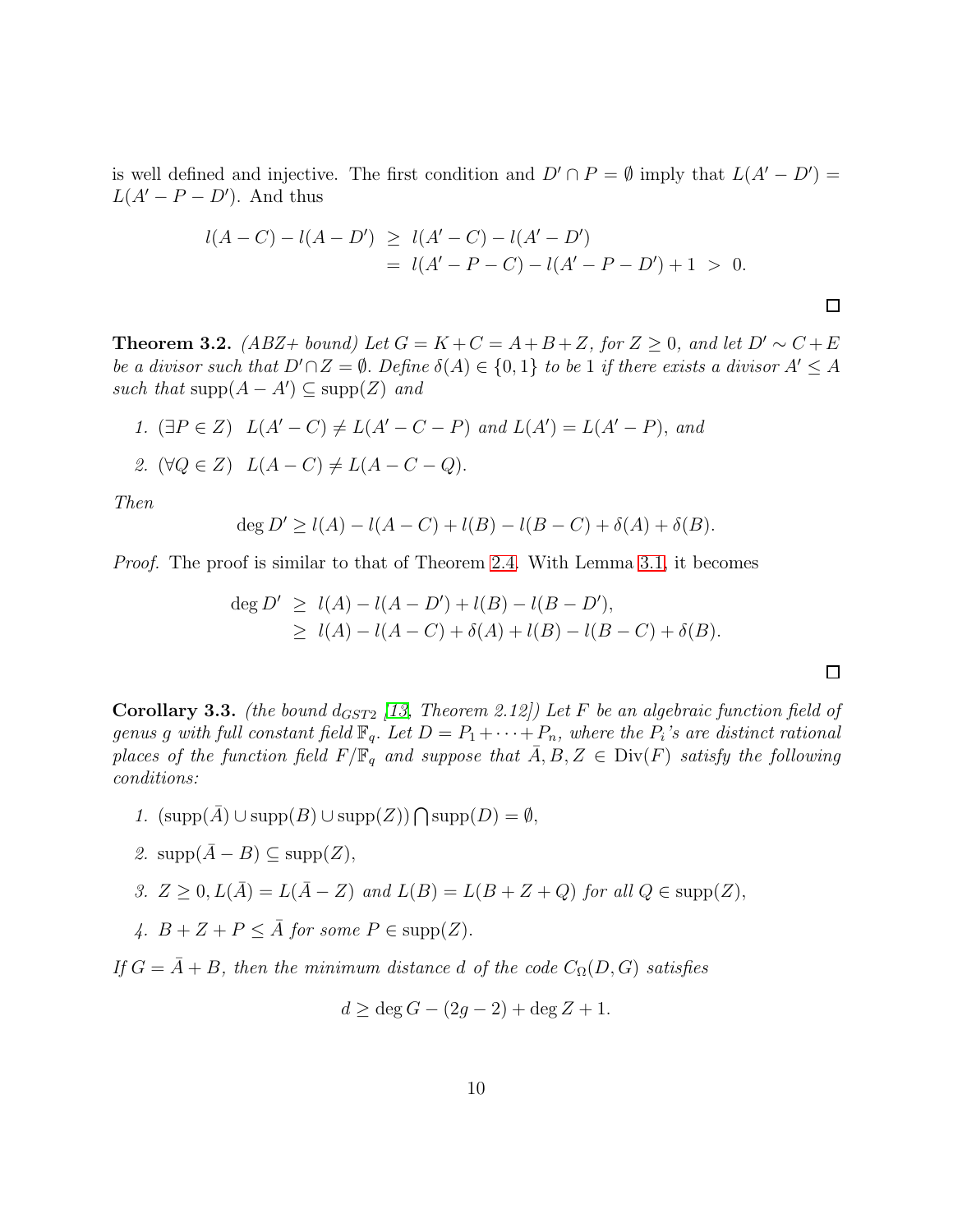is well defined and injective. The first condition and $D' \cap P = \emptyset$ imply that $L(A' - D') = L(A' - P - D')$. And thus

$$
\begin{aligned}
l(A - C) - l(A - D') &\geq l(A' - C) - l(A' - D') \\
&= l(A' - P - C) - l(A' - P - D') + 1 \ > \ 0.
\end{aligned}
$$

□

**Theorem 3.2.** *(ABZ+ bound) Let $G = K + C = A + B + Z$, for $Z \geq 0$, and let $D' \sim C + E$ be a divisor such that $D' \cap Z = \emptyset$. Define $\delta(A) \in \{0, 1\}$ to be 1 if there exists a divisor $A' \leq A$ such that $\mathrm{supp}(A - A') \subseteq \mathrm{supp}(Z)$ and*

1. *$(\exists P \in Z)\ \ L(A' - C) \neq L(A' - C - P)$ and $L(A') = L(A' - P)$, and*
2. *$(\forall Q \in Z)\ \ L(A - C) \neq L(A - C - Q)$.*

*Then*

$$
\deg D' \geq l(A) - l(A - C) + l(B) - l(B - C) + \delta(A) + \delta(B).
$$

*Proof.* The proof is similar to that of Theorem 2.4. With Lemma 3.1, it becomes

$$
\begin{aligned}
\deg D' &\geq l(A) - l(A - D') + l(B) - l(B - D'), \\
&\geq l(A) - l(A - C) + \delta(A) + l(B) - l(B - C) + \delta(B).
\end{aligned}
$$

□

**Corollary 3.3.** *(the bound $d_{GST2}$ [13, Theorem 2.12]) Let $F$ be an algebraic function field of genus $g$ with full constant field $\mathbb{F}_q$. Let $D = P_1 + \cdots + P_n$, where the $P_i$'s are distinct rational places of the function field $F/\mathbb{F}_q$ and suppose that $\bar{A}, B, Z \in \mathrm{Div}(F)$ satisfy the following conditions:*

1. *$(\mathrm{supp}(\bar{A}) \cup \mathrm{supp}(B) \cup \mathrm{supp}(Z)) \bigcap \mathrm{supp}(D) = \emptyset$,*
2. *$\mathrm{supp}(\bar{A} - B) \subseteq \mathrm{supp}(Z)$,*
3. *$Z \geq 0, L(\bar{A}) = L(\bar{A} - Z)$ and $L(B) = L(B + Z + Q)$ for all $Q \in \mathrm{supp}(Z)$,*
4. *$B + Z + P \leq \bar{A}$ for some $P \in \mathrm{supp}(Z)$.*

*If $G = \bar{A} + B$, then the minimum distance $d$ of the code $C_\Omega(D, G)$ satisfies*

$$
d \geq \deg G - (2g - 2) + \deg Z + 1.
$$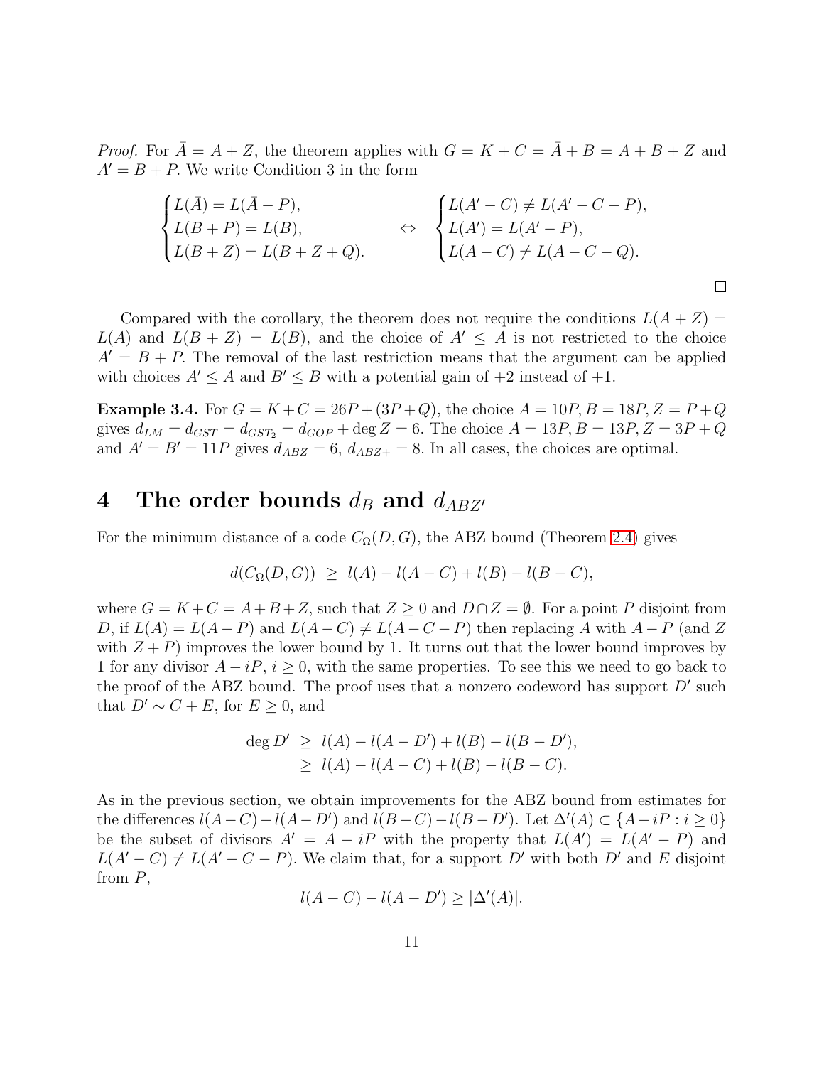*Proof.* For $\bar{A} = A + Z$, the theorem applies with $G = K + C = \bar{A} + B = A + B + Z$ and $A' = B + P$. We write Condition 3 in the form

$$\begin{cases} L(\bar{A}) = L(\bar{A} - P), \\ L(B + P) = L(B), \\ L(B + Z) = L(B + Z + Q). \end{cases} \quad \Leftrightarrow \quad \begin{cases} L(A' - C) \neq L(A' - C - P), \\ L(A') = L(A' - P), \\ L(A - C) \neq L(A - C - Q). \end{cases}$$

□

Compared with the corollary, the theorem does not require the conditions $L(A + Z) = L(A)$ and $L(B + Z) = L(B)$, and the choice of $A' \leq A$ is not restricted to the choice $A' = B + P$. The removal of the last restriction means that the argument can be applied with choices $A' \leq A$ and $B' \leq B$ with a potential gain of +2 instead of +1.

**Example 3.4.** For $G = K + C = 26P + (3P + Q)$, the choice $A = 10P, B = 18P, Z = P + Q$ gives $d_{LM} = d_{GST} = d_{GST_2} = d_{GOP} + \deg Z = 6$. The choice $A = 13P, B = 13P, Z = 3P + Q$ and $A' = B' = 11P$ gives $d_{ABZ} = 6$, $d_{ABZ+} = 8$. In all cases, the choices are optimal.

# 4 The order bounds $d_B$ and $d_{ABZ'}$

For the minimum distance of a code $C_\Omega(D, G)$, the ABZ bound (Theorem 2.4) gives

$$d(C_\Omega(D, G)) \geq l(A) - l(A - C) + l(B) - l(B - C),$$

where $G = K + C = A + B + Z$, such that $Z \geq 0$ and $D \cap Z = \emptyset$. For a point $P$ disjoint from $D$, if $L(A) = L(A - P)$ and $L(A - C) \neq L(A - C - P)$ then replacing $A$ with $A - P$ (and $Z$ with $Z + P$) improves the lower bound by 1. It turns out that the lower bound improves by 1 for any divisor $A - iP$, $i \geq 0$, with the same properties. To see this we need to go back to the proof of the ABZ bound. The proof uses that a nonzero codeword has support $D'$ such that $D' \sim C + E$, for $E \geq 0$, and

$$\begin{aligned} \deg D' &\geq l(A) - l(A - D') + l(B) - l(B - D'), \\ &\geq l(A) - l(A - C) + l(B) - l(B - C). \end{aligned}$$

As in the previous section, we obtain improvements for the ABZ bound from estimates for the differences $l(A - C) - l(A - D')$ and $l(B - C) - l(B - D')$. Let $\Delta'(A) \subset \{A - iP : i \geq 0\}$ be the subset of divisors $A' = A - iP$ with the property that $L(A') = L(A' - P)$ and $L(A' - C) \neq L(A' - C - P)$. We claim that, for a support $D'$ with both $D'$ and $E$ disjoint from $P$,

$$l(A - C) - l(A - D') \geq |\Delta'(A)|.$$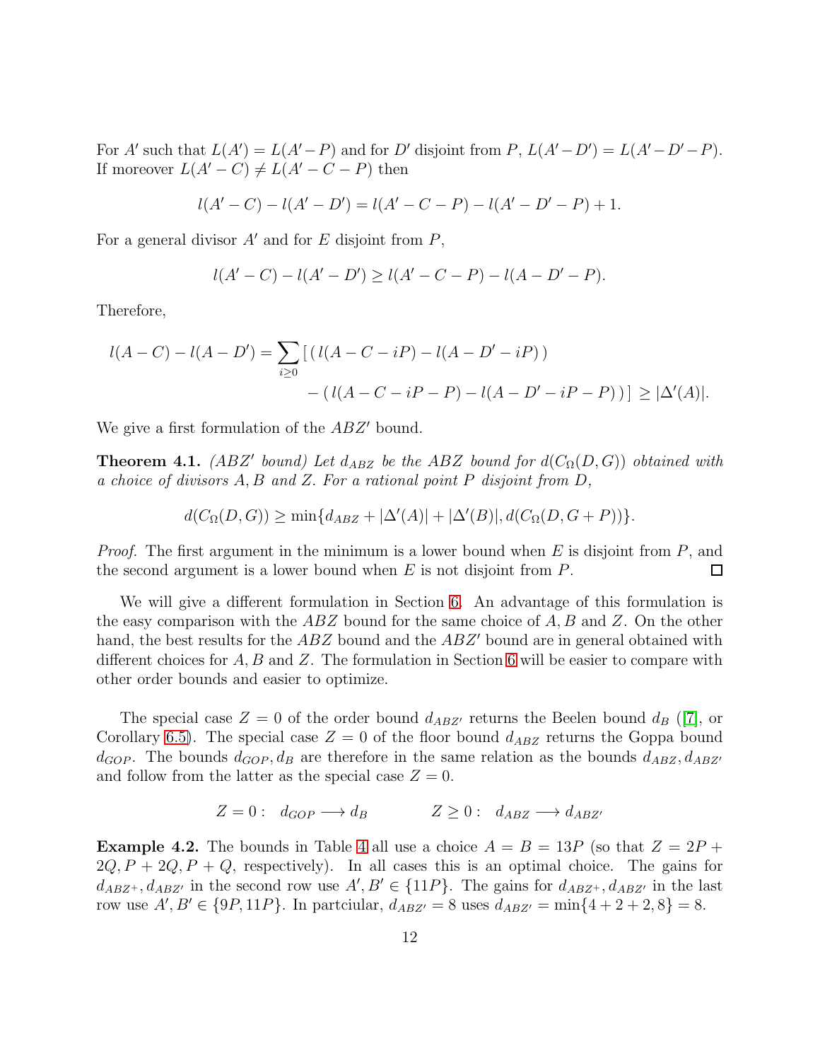For $A'$ such that $L(A') = L(A' - P)$ and for $D'$ disjoint from $P$, $L(A' - D') = L(A' - D' - P)$. If moreover $L(A' - C) \neq L(A' - C - P)$ then

$$l(A' - C) - l(A' - D') = l(A' - C - P) - l(A' - D' - P) + 1.$$

For a general divisor $A'$ and for $E$ disjoint from $P$,

$$l(A' - C) - l(A' - D') \geq l(A' - C - P) - l(A - D' - P).$$

Therefore,

$$l(A - C) - l(A - D') = \sum_{i \geq 0} [\, (\, l(A - C - iP) - l(A - D' - iP)\,) \\ - (\, l(A - C - iP - P) - l(A - D' - iP - P)\,)\,] \geq |\Delta'(A)|.$$

We give a first formulation of the $ABZ'$ bound.

**Theorem 4.1.** *($ABZ'$ bound) Let $d_{ABZ}$ be the $ABZ$ bound for $d(C_\Omega(D, G))$ obtained with a choice of divisors $A, B$ and $Z$. For a rational point $P$ disjoint from $D$,*

$$d(C_\Omega(D, G)) \geq \min\{d_{ABZ} + |\Delta'(A)| + |\Delta'(B)|, d(C_\Omega(D, G + P))\}.$$

*Proof.* The first argument in the minimum is a lower bound when $E$ is disjoint from $P$, and the second argument is a lower bound when $E$ is not disjoint from $P$. □

We will give a different formulation in Section 6. An advantage of this formulation is the easy comparison with the $ABZ$ bound for the same choice of $A, B$ and $Z$. On the other hand, the best results for the $ABZ$ bound and the $ABZ'$ bound are in general obtained with different choices for $A, B$ and $Z$. The formulation in Section 6 will be easier to compare with other order bounds and easier to optimize.

The special case $Z = 0$ of the order bound $d_{ABZ'}$ returns the Beelen bound $d_B$ ([7], or Corollary 6.5). The special case $Z = 0$ of the floor bound $d_{ABZ}$ returns the Goppa bound $d_{GOP}$. The bounds $d_{GOP}, d_B$ are therefore in the same relation as the bounds $d_{ABZ}, d_{ABZ'}$ and follow from the latter as the special case $Z = 0$.

$$Z = 0: \quad d_{GOP} \longrightarrow d_B \qquad\qquad Z \geq 0: \quad d_{ABZ} \longrightarrow d_{ABZ'}$$

**Example 4.2.** The bounds in Table 4 all use a choice $A = B = 13P$ (so that $Z = 2P + 2Q, P + 2Q, P + Q$, respectively). In all cases this is an optimal choice. The gains for $d_{ABZ^+}, d_{ABZ'}$ in the second row use $A', B' \in \{11P\}$. The gains for $d_{ABZ^+}, d_{ABZ'}$ in the last row use $A', B' \in \{9P, 11P\}$. In partciular, $d_{ABZ'} = 8$ uses $d_{ABZ'} = \min\{4 + 2 + 2, 8\} = 8$.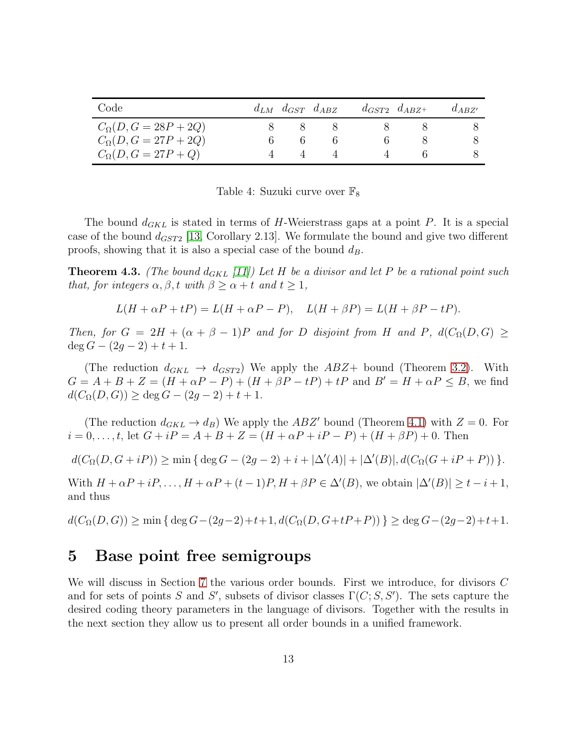| Code | $d_{LM}$ | $d_{GST}$ | $d_{ABZ}$ | $d_{GST2}$ | $d_{ABZ^+}$ | $d_{ABZ'}$ |
|---|---|---|---|---|---|---|
| $C_\Omega(D, G = 28P + 2Q)$ | 8 | 8 | 8 | 8 | 8 | 8 |
| $C_\Omega(D, G = 27P + 2Q)$ | 6 | 6 | 6 | 6 | 8 | 8 |
| $C_\Omega(D, G = 27P + Q)$ | 4 | 4 | 4 | 4 | 6 | 8 |

Table 4: Suzuki curve over $\mathbb{F}_8$

The bound $d_{GKL}$ is stated in terms of $H$-Weierstrass gaps at a point $P$. It is a special case of the bound $d_{GST2}$ [13, Corollary 2.13]. We formulate the bound and give two different proofs, showing that it is also a special case of the bound $d_B$.

**Theorem 4.3.** *(The bound $d_{GKL}$ [11]) Let $H$ be a divisor and let $P$ be a rational point such that, for integers $\alpha, \beta, t$ with $\beta \geq \alpha + t$ and $t \geq 1$,*

$$L(H + \alpha P + tP) = L(H + \alpha P - P), \quad L(H + \beta P) = L(H + \beta P - tP).$$

*Then, for $G = 2H + (\alpha + \beta - 1)P$ and for $D$ disjoint from $H$ and $P$, $d(C_\Omega(D, G) \geq \deg G - (2g - 2) + t + 1$.*

(The reduction $d_{GKL} \to d_{GST2}$) We apply the $ABZ+$ bound (Theorem 3.2). With $G = A + B + Z = (H + \alpha P - P) + (H + \beta P - tP) + tP$ and $B' = H + \alpha P \leq B$, we find $d(C_\Omega(D, G)) \geq \deg G - (2g - 2) + t + 1$.

(The reduction $d_{GKL} \to d_B$) We apply the $ABZ'$ bound (Theorem 4.1) with $Z = 0$. For $i = 0, \ldots, t$, let $G + iP = A + B + Z = (H + \alpha P + iP - P) + (H + \beta P) + 0$. Then

$$d(C_\Omega(D, G + iP)) \geq \min \{ \deg G - (2g - 2) + i + |\Delta'(A)| + |\Delta'(B)|, d(C_\Omega(G + iP + P)) \}.$$

With $H + \alpha P + iP, \ldots, H + \alpha P + (t-1)P, H + \beta P \in \Delta'(B)$, we obtain $|\Delta'(B)| \geq t - i + 1$, and thus

$$d(C_\Omega(D, G)) \geq \min \{ \deg G - (2g-2) + t + 1, d(C_\Omega(D, G + tP + P)) \} \geq \deg G - (2g-2) + t + 1.$$

# 5 Base point free semigroups

We will discuss in Section 7 the various order bounds. First we introduce, for divisors $C$ and for sets of points $S$ and $S'$, subsets of divisor classes $\Gamma(C; S, S')$. The sets capture the desired coding theory parameters in the language of divisors. Together with the results in the next section they allow us to present all order bounds in a unified framework.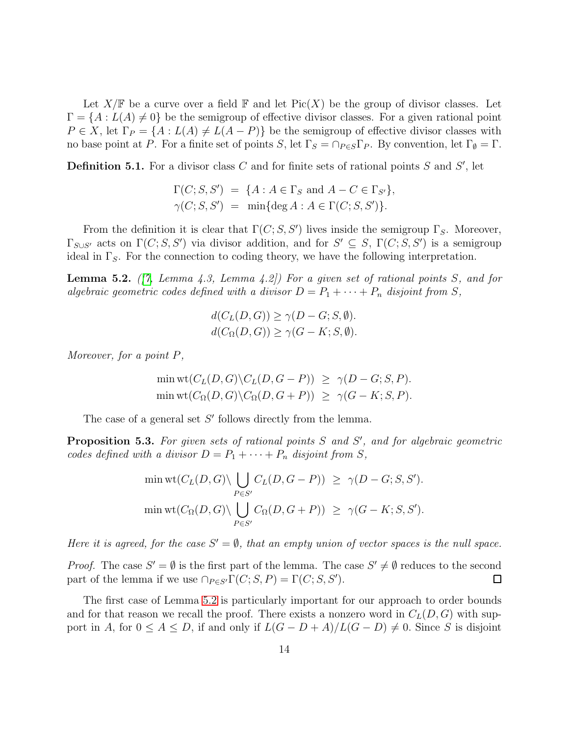Let $X/\mathbb{F}$ be a curve over a field $\mathbb{F}$ and let $\mathrm{Pic}(X)$ be the group of divisor classes. Let $\Gamma = \{A : L(A) \neq 0\}$ be the semigroup of effective divisor classes. For a given rational point $P \in X$, let $\Gamma_P = \{A : L(A) \neq L(A-P)\}$ be the semigroup of effective divisor classes with no base point at $P$. For a finite set of points $S$, let $\Gamma_S = \cap_{P \in S} \Gamma_P$. By convention, let $\Gamma_\emptyset = \Gamma$.

**Definition 5.1.** For a divisor class $C$ and for finite sets of rational points $S$ and $S'$, let

$$\begin{aligned}
\Gamma(C; S, S') &= \{A : A \in \Gamma_S \text{ and } A - C \in \Gamma_{S'}\}, \\
\gamma(C; S, S') &= \min\{\deg A : A \in \Gamma(C; S, S')\}.
\end{aligned}$$

From the definition it is clear that $\Gamma(C; S, S')$ lives inside the semigroup $\Gamma_S$. Moreover, $\Gamma_{S \cup S'}$ acts on $\Gamma(C; S, S')$ via divisor addition, and for $S' \subseteq S$, $\Gamma(C; S, S')$ is a semigroup ideal in $\Gamma_S$. For the connection to coding theory, we have the following interpretation.

**Lemma 5.2.** *([7, Lemma 4.3, Lemma 4.2]) For a given set of rational points $S$, and for algebraic geometric codes defined with a divisor $D = P_1 + \cdots + P_n$ disjoint from $S$,*

$$d(C_L(D, G)) \geq \gamma(D - G; S, \emptyset).$$
$$d(C_\Omega(D, G)) \geq \gamma(G - K; S, \emptyset).$$

*Moreover, for a point $P$,*

$$\begin{aligned}
\min \mathrm{wt}(C_L(D, G) \backslash C_L(D, G - P)) &\geq \gamma(D - G; S, P). \\
\min \mathrm{wt}(C_\Omega(D, G) \backslash C_\Omega(D, G + P)) &\geq \gamma(G - K; S, P).
\end{aligned}$$

The case of a general set $S'$ follows directly from the lemma.

**Proposition 5.3.** *For given sets of rational points $S$ and $S'$, and for algebraic geometric codes defined with a divisor $D = P_1 + \cdots + P_n$ disjoint from $S$,*

$$\begin{aligned}
\min \mathrm{wt}(C_L(D, G) \backslash \bigcup_{P \in S'} C_L(D, G - P)) &\geq \gamma(D - G; S, S'). \\
\min \mathrm{wt}(C_\Omega(D, G) \backslash \bigcup_{P \in S'} C_\Omega(D, G + P)) &\geq \gamma(G - K; S, S').
\end{aligned}$$

*Here it is agreed, for the case $S' = \emptyset$, that an empty union of vector spaces is the null space.*

*Proof.* The case $S' = \emptyset$ is the first part of the lemma. The case $S' \neq \emptyset$ reduces to the second part of the lemma if we use $\cap_{P \in S'} \Gamma(C; S, P) = \Gamma(C; S, S')$. ∎

The first case of Lemma 5.2 is particularly important for our approach to order bounds and for that reason we recall the proof. There exists a nonzero word in $C_L(D, G)$ with support in $A$, for $0 \leq A \leq D$, if and only if $L(G - D + A)/L(G - D) \neq 0$. Since $S$ is disjoint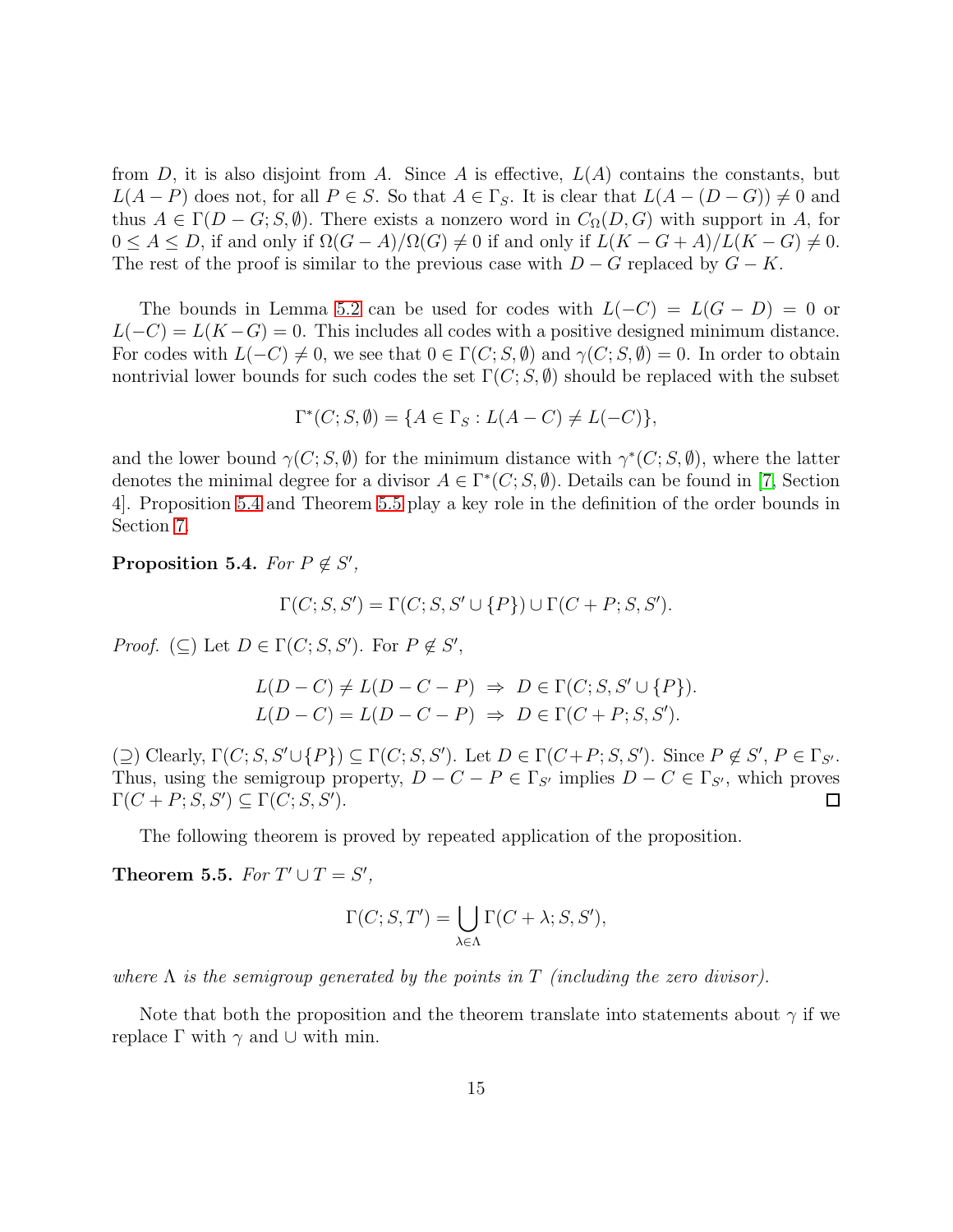from $D$, it is also disjoint from $A$. Since $A$ is effective, $L(A)$ contains the constants, but $L(A-P)$ does not, for all $P \in S$. So that $A \in \Gamma_S$. It is clear that $L(A-(D-G)) \neq 0$ and thus $A \in \Gamma(D-G; S, \emptyset)$. There exists a nonzero word in $C_\Omega(D,G)$ with support in $A$, for $0 \leq A \leq D$, if and only if $\Omega(G-A)/\Omega(G) \neq 0$ if and only if $L(K-G+A)/L(K-G) \neq 0$. The rest of the proof is similar to the previous case with $D-G$ replaced by $G-K$.

The bounds in Lemma 5.2 can be used for codes with $L(-C) = L(G-D) = 0$ or $L(-C) = L(K-G) = 0$. This includes all codes with a positive designed minimum distance. For codes with $L(-C) \neq 0$, we see that $0 \in \Gamma(C; S, \emptyset)$ and $\gamma(C; S, \emptyset) = 0$. In order to obtain nontrivial lower bounds for such codes the set $\Gamma(C; S, \emptyset)$ should be replaced with the subset

$$\Gamma^*(C; S, \emptyset) = \{A \in \Gamma_S : L(A-C) \neq L(-C)\},$$

and the lower bound $\gamma(C; S, \emptyset)$ for the minimum distance with $\gamma^*(C; S, \emptyset)$, where the latter denotes the minimal degree for a divisor $A \in \Gamma^*(C; S, \emptyset)$. Details can be found in [7, Section 4]. Proposition 5.4 and Theorem 5.5 play a key role in the definition of the order bounds in Section 7.

**Proposition 5.4.** *For $P \notin S'$,*

$$\Gamma(C; S, S') = \Gamma(C; S, S' \cup \{P\}) \cup \Gamma(C+P; S, S').$$

*Proof.* ($\subseteq$) Let $D \in \Gamma(C; S, S')$. For $P \notin S'$,

$$L(D-C) \neq L(D-C-P) \;\Rightarrow\; D \in \Gamma(C; S, S' \cup \{P\}).$$
$$L(D-C) = L(D-C-P) \;\Rightarrow\; D \in \Gamma(C+P; S, S').$$

($\supseteq$) Clearly, $\Gamma(C; S, S' \cup \{P\}) \subseteq \Gamma(C; S, S')$. Let $D \in \Gamma(C+P; S, S')$. Since $P \notin S'$, $P \in \Gamma_{S'}$. Thus, using the semigroup property, $D-C-P \in \Gamma_{S'}$ implies $D-C \in \Gamma_{S'}$, which proves $\Gamma(C+P; S, S') \subseteq \Gamma(C; S, S')$. ∎

The following theorem is proved by repeated application of the proposition.

**Theorem 5.5.** *For $T' \cup T = S'$,*

$$\Gamma(C; S, T') = \bigcup_{\lambda \in \Lambda} \Gamma(C+\lambda; S, S'),$$

*where $\Lambda$ is the semigroup generated by the points in $T$ (including the zero divisor).*

Note that both the proposition and the theorem translate into statements about $\gamma$ if we replace $\Gamma$ with $\gamma$ and $\cup$ with min.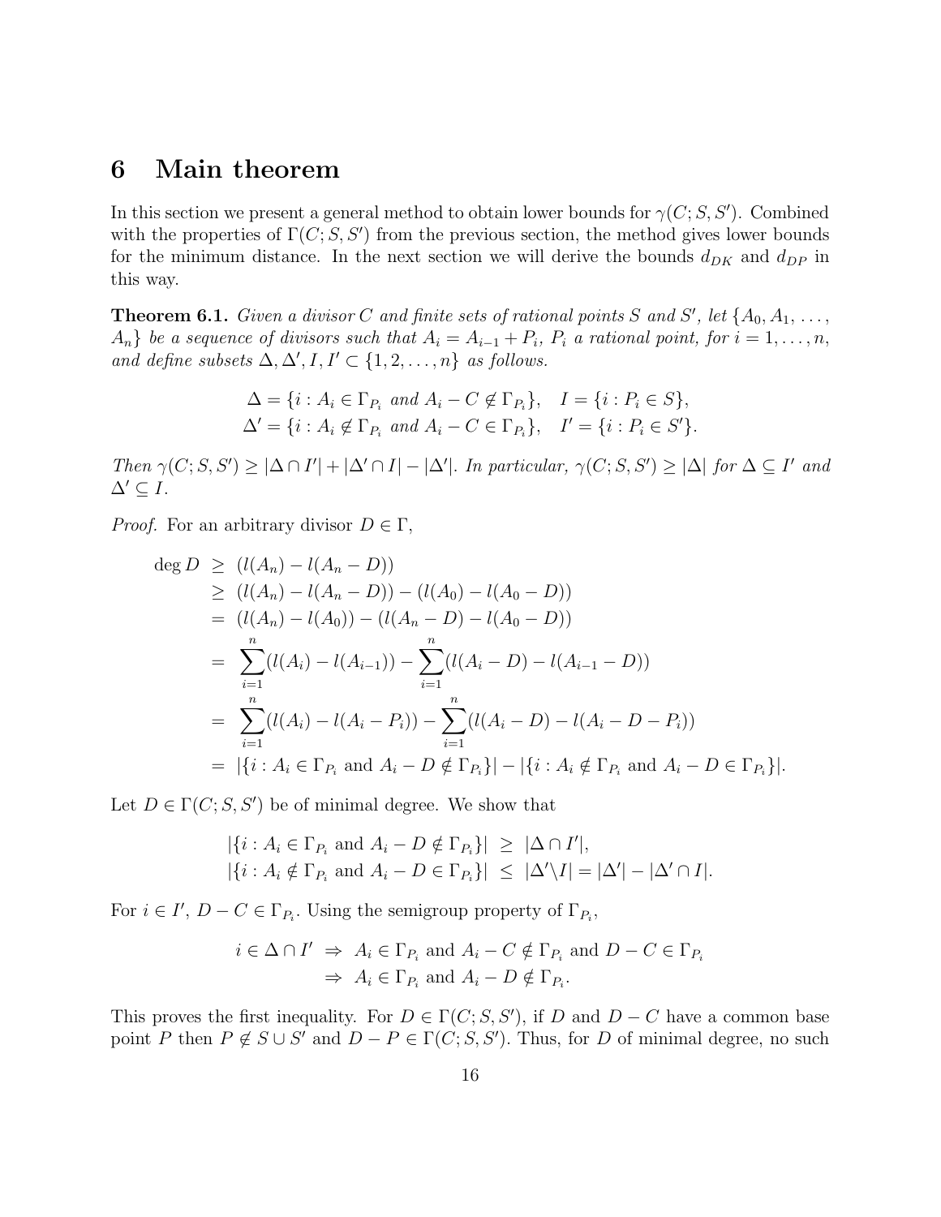# 6 Main theorem

In this section we present a general method to obtain lower bounds for $\gamma(C; S, S')$. Combined with the properties of $\Gamma(C; S, S')$ from the previous section, the method gives lower bounds for the minimum distance. In the next section we will derive the bounds $d_{DK}$ and $d_{DP}$ in this way.

**Theorem 6.1.** *Given a divisor $C$ and finite sets of rational points $S$ and $S'$, let $\{A_0, A_1, \ldots, A_n\}$ be a sequence of divisors such that $A_i = A_{i-1} + P_i$, $P_i$ a rational point, for $i = 1, \ldots, n$, and define subsets $\Delta, \Delta', I, I' \subset \{1, 2, \ldots, n\}$ as follows.*

$$\Delta = \{i : A_i \in \Gamma_{P_i} \text{ and } A_i - C \notin \Gamma_{P_i}\}, \quad I = \{i : P_i \in S\},$$
$$\Delta' = \{i : A_i \notin \Gamma_{P_i} \text{ and } A_i - C \in \Gamma_{P_i}\}, \quad I' = \{i : P_i \in S'\}.$$

*Then $\gamma(C; S, S') \geq |\Delta \cap I'| + |\Delta' \cap I| - |\Delta'|$. In particular, $\gamma(C; S, S') \geq |\Delta|$ for $\Delta \subseteq I'$ and $\Delta' \subseteq I$.*

*Proof.* For an arbitrary divisor $D \in \Gamma$,

$$\begin{aligned}
\deg D &\geq (l(A_n) - l(A_n - D)) \\
&\geq (l(A_n) - l(A_n - D)) - (l(A_0) - l(A_0 - D)) \\
&= (l(A_n) - l(A_0)) - (l(A_n - D) - l(A_0 - D)) \\
&= \sum_{i=1}^{n} (l(A_i) - l(A_{i-1})) - \sum_{i=1}^{n} (l(A_i - D) - l(A_{i-1} - D)) \\
&= \sum_{i=1}^{n} (l(A_i) - l(A_i - P_i)) - \sum_{i=1}^{n} (l(A_i - D) - l(A_i - D - P_i)) \\
&= |\{i : A_i \in \Gamma_{P_i} \text{ and } A_i - D \notin \Gamma_{P_i}\}| - |\{i : A_i \notin \Gamma_{P_i} \text{ and } A_i - D \in \Gamma_{P_i}\}|.
\end{aligned}$$

Let $D \in \Gamma(C; S, S')$ be of minimal degree. We show that

$$\begin{aligned}
|\{i : A_i \in \Gamma_{P_i} \text{ and } A_i - D \notin \Gamma_{P_i}\}| &\geq |\Delta \cap I'|, \\
|\{i : A_i \notin \Gamma_{P_i} \text{ and } A_i - D \in \Gamma_{P_i}\}| &\leq |\Delta' \backslash I| = |\Delta'| - |\Delta' \cap I|.
\end{aligned}$$

For $i \in I'$, $D - C \in \Gamma_{P_i}$. Using the semigroup property of $\Gamma_{P_i}$,

$$\begin{aligned}
i \in \Delta \cap I' &\Rightarrow A_i \in \Gamma_{P_i} \text{ and } A_i - C \notin \Gamma_{P_i} \text{ and } D - C \in \Gamma_{P_i} \\
&\Rightarrow A_i \in \Gamma_{P_i} \text{ and } A_i - D \notin \Gamma_{P_i}.
\end{aligned}$$

This proves the first inequality. For $D \in \Gamma(C; S, S')$, if $D$ and $D - C$ have a common base point $P$ then $P \notin S \cup S'$ and $D - P \in \Gamma(C; S, S')$. Thus, for $D$ of minimal degree, no such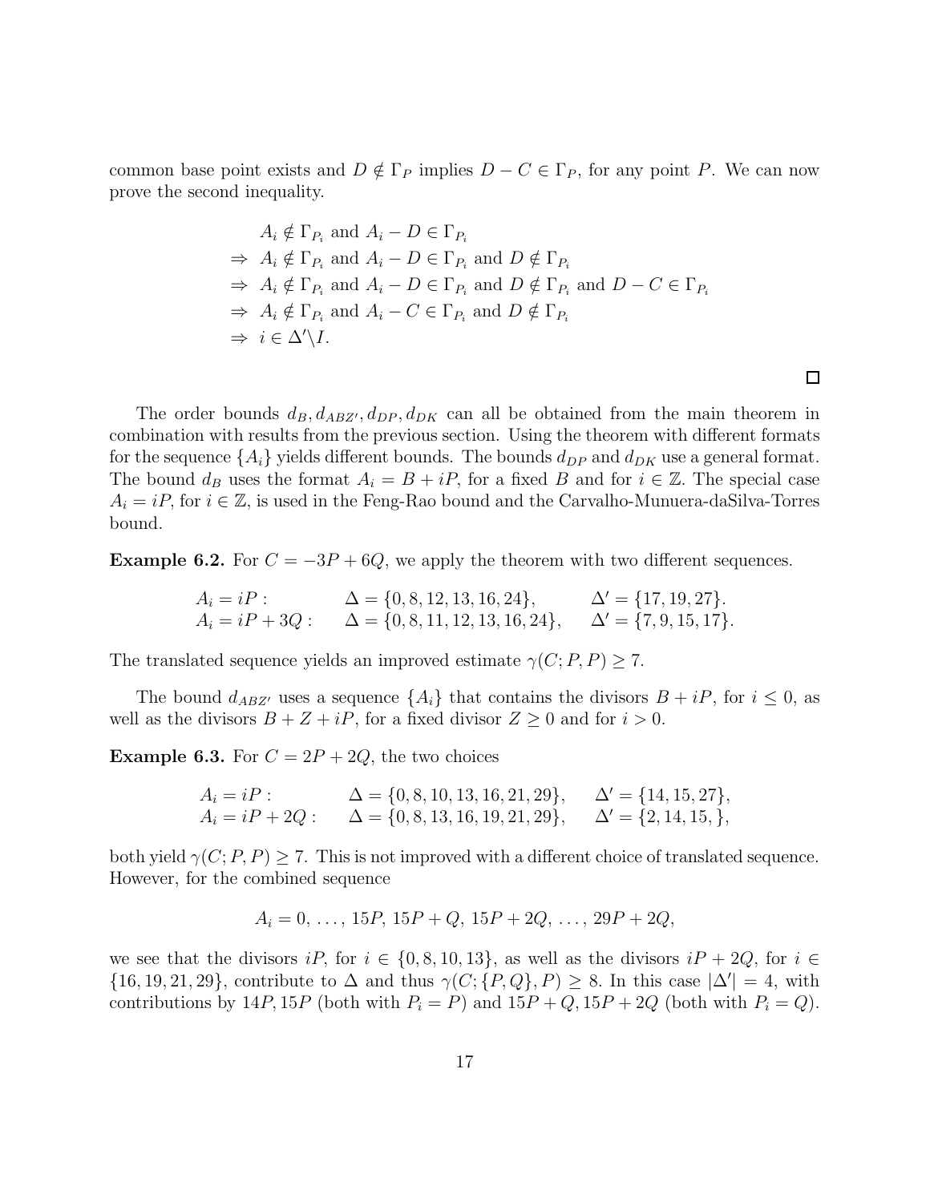common base point exists and $D \notin \Gamma_P$ implies $D - C \in \Gamma_P$, for any point $P$. We can now prove the second inequality.

$$
\begin{aligned}
& A_i \notin \Gamma_{P_i} \text{ and } A_i - D \in \Gamma_{P_i} \\
\Rightarrow\ & A_i \notin \Gamma_{P_i} \text{ and } A_i - D \in \Gamma_{P_i} \text{ and } D \notin \Gamma_{P_i} \\
\Rightarrow\ & A_i \notin \Gamma_{P_i} \text{ and } A_i - D \in \Gamma_{P_i} \text{ and } D \notin \Gamma_{P_i} \text{ and } D - C \in \Gamma_{P_i} \\
\Rightarrow\ & A_i \notin \Gamma_{P_i} \text{ and } A_i - C \in \Gamma_{P_i} \text{ and } D \notin \Gamma_{P_i} \\
\Rightarrow\ & i \in \Delta' \backslash I.
\end{aligned}
$$

□

The order bounds $d_B, d_{ABZ'}, d_{DP}, d_{DK}$ can all be obtained from the main theorem in combination with results from the previous section. Using the theorem with different formats for the sequence $\{A_i\}$ yields different bounds. The bounds $d_{DP}$ and $d_{DK}$ use a general format. The bound $d_B$ uses the format $A_i = B + iP$, for a fixed $B$ and for $i \in \mathbb{Z}$. The special case $A_i = iP$, for $i \in \mathbb{Z}$, is used in the Feng-Rao bound and the Carvalho-Munuera-daSilva-Torres bound.

**Example 6.2.** For $C = -3P + 6Q$, we apply the theorem with two different sequences.

$$
\begin{array}{lll}
A_i = iP : & \Delta = \{0, 8, 12, 13, 16, 24\}, & \Delta' = \{17, 19, 27\}. \\
A_i = iP + 3Q : & \Delta = \{0, 8, 11, 12, 13, 16, 24\}, & \Delta' = \{7, 9, 15, 17\}.
\end{array}
$$

The translated sequence yields an improved estimate $\gamma(C; P, P) \geq 7$.

The bound $d_{ABZ'}$ uses a sequence $\{A_i\}$ that contains the divisors $B + iP$, for $i \leq 0$, as well as the divisors $B + Z + iP$, for a fixed divisor $Z \geq 0$ and for $i > 0$.

**Example 6.3.** For $C = 2P + 2Q$, the two choices

$$
\begin{array}{lll}
A_i = iP : & \Delta = \{0, 8, 10, 13, 16, 21, 29\}, & \Delta' = \{14, 15, 27\}, \\
A_i = iP + 2Q : & \Delta = \{0, 8, 13, 16, 19, 21, 29\}, & \Delta' = \{2, 14, 15, \},
\end{array}
$$

both yield $\gamma(C; P, P) \geq 7$. This is not improved with a different choice of translated sequence. However, for the combined sequence

$$A_i = 0, \ldots, 15P, 15P + Q, 15P + 2Q, \ldots, 29P + 2Q,$$

we see that the divisors $iP$, for $i \in \{0, 8, 10, 13\}$, as well as the divisors $iP + 2Q$, for $i \in \{16, 19, 21, 29\}$, contribute to $\Delta$ and thus $\gamma(C; \{P, Q\}, P) \geq 8$. In this case $|\Delta'| = 4$, with contributions by $14P, 15P$ (both with $P_i = P$) and $15P + Q, 15P + 2Q$ (both with $P_i = Q$).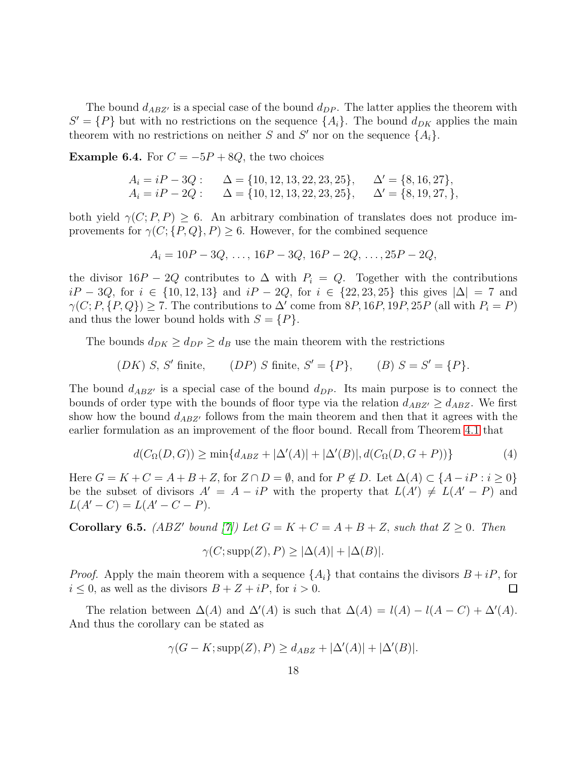The bound $d_{ABZ'}$ is a special case of the bound $d_{DP}$. The latter applies the theorem with $S' = \{P\}$ but with no restrictions on the sequence $\{A_i\}$. The bound $d_{DK}$ applies the main theorem with no restrictions on neither $S$ and $S'$ nor on the sequence $\{A_i\}$.

**Example 6.4.** For $C = -5P + 8Q$, the two choices

$$\begin{array}{lll} A_i = iP - 3Q: & \Delta = \{10, 12, 13, 22, 23, 25\}, & \Delta' = \{8, 16, 27\}, \\ A_i = iP - 2Q: & \Delta = \{10, 12, 13, 22, 23, 25\}, & \Delta' = \{8, 19, 27, \}, \end{array}$$

both yield $\gamma(C; P, P) \geq 6$. An arbitrary combination of translates does not produce improvements for $\gamma(C; \{P, Q\}, P) \geq 6$. However, for the combined sequence

$$A_i = 10P - 3Q, \ldots, 16P - 3Q, 16P - 2Q, \ldots, 25P - 2Q,$$

the divisor $16P - 2Q$ contributes to $\Delta$ with $P_i = Q$. Together with the contributions $iP - 3Q$, for $i \in \{10, 12, 13\}$ and $iP - 2Q$, for $i \in \{22, 23, 25\}$ this gives $|\Delta| = 7$ and $\gamma(C; P, \{P, Q\}) \geq 7$. The contributions to $\Delta'$ come from $8P, 16P, 19P, 25P$ (all with $P_i = P$) and thus the lower bound holds with $S = \{P\}$.

The bounds $d_{DK} \geq d_{DP} \geq d_B$ use the main theorem with the restrictions

$$(DK)\ S,\ S' \text{ finite}, \qquad (DP)\ S \text{ finite},\ S' = \{P\}, \qquad (B)\ S = S' = \{P\}.$$

The bound $d_{ABZ'}$ is a special case of the bound $d_{DP}$. Its main purpose is to connect the bounds of order type with the bounds of floor type via the relation $d_{ABZ'} \geq d_{ABZ}$. We first show how the bound $d_{ABZ'}$ follows from the main theorem and then that it agrees with the earlier formulation as an improvement of the floor bound. Recall from Theorem 4.1 that

$$d(C_\Omega(D, G)) \geq \min\{d_{ABZ} + |\Delta'(A)| + |\Delta'(B)|, d(C_\Omega(D, G + P))\} \tag{4}$$

Here $G = K + C = A + B + Z$, for $Z \cap D = \emptyset$, and for $P \notin D$. Let $\Delta(A) \subset \{A - iP : i \geq 0\}$ be the subset of divisors $A' = A - iP$ with the property that $L(A') \neq L(A' - P)$ and $L(A' - C) = L(A' - C - P)$.

**Corollary 6.5.** *(ABZ′ bound [7]) Let $G = K + C = A + B + Z$, such that $Z \geq 0$. Then*

$$\gamma(C; \mathrm{supp}(Z), P) \geq |\Delta(A)| + |\Delta(B)|.$$

*Proof.* Apply the main theorem with a sequence $\{A_i\}$ that contains the divisors $B + iP$, for $i \leq 0$, as well as the divisors $B + Z + iP$, for $i > 0$. $\square$

The relation between $\Delta(A)$ and $\Delta'(A)$ is such that $\Delta(A) = l(A) - l(A - C) + \Delta'(A)$. And thus the corollary can be stated as

$$\gamma(G - K; \mathrm{supp}(Z), P) \geq d_{ABZ} + |\Delta'(A)| + |\Delta'(B)|.$$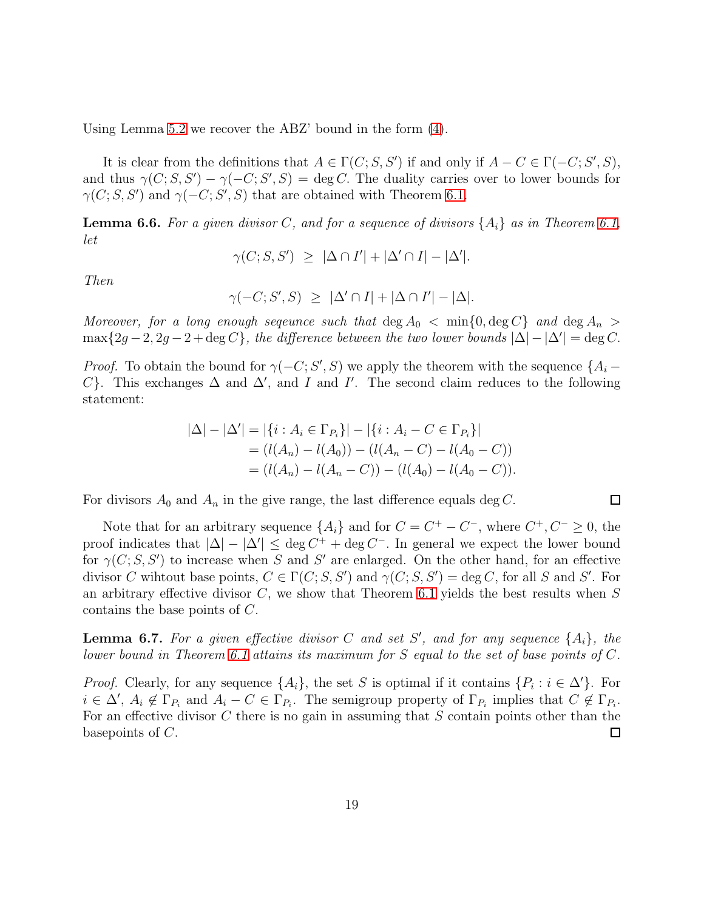Using Lemma 5.2 we recover the ABZ' bound in the form (4).

It is clear from the definitions that $A \in \Gamma(C; S, S')$ if and only if $A - C \in \Gamma(-C; S', S)$, and thus $\gamma(C; S, S') - \gamma(-C; S', S) = \deg C$. The duality carries over to lower bounds for $\gamma(C; S, S')$ and $\gamma(-C; S', S)$ that are obtained with Theorem 6.1.

**Lemma 6.6.** *For a given divisor $C$, and for a sequence of divisors $\{A_i\}$ as in Theorem 6.1, let*

$$\gamma(C; S, S') \;\geq\; |\Delta \cap I'| + |\Delta' \cap I| - |\Delta'|.$$

*Then*

$$\gamma(-C; S', S) \;\geq\; |\Delta' \cap I| + |\Delta \cap I'| - |\Delta|.$$

*Moreover, for a long enough seqeunce such that $\deg A_0 < \min\{0, \deg C\}$ and $\deg A_n > \max\{2g-2, 2g-2+\deg C\}$, the difference between the two lower bounds $|\Delta| - |\Delta'| = \deg C$.*

*Proof.* To obtain the bound for $\gamma(-C; S', S)$ we apply the theorem with the sequence $\{A_i - C\}$. This exchanges $\Delta$ and $\Delta'$, and $I$ and $I'$. The second claim reduces to the following statement:

$$\begin{aligned}
|\Delta| - |\Delta'| &= |\{i : A_i \in \Gamma_{P_i}\}| - |\{i : A_i - C \in \Gamma_{P_i}\}| \\
&= (l(A_n) - l(A_0)) - (l(A_n - C) - l(A_0 - C)) \\
&= (l(A_n) - l(A_n - C)) - (l(A_0) - l(A_0 - C)).
\end{aligned}$$

For divisors $A_0$ and $A_n$ in the give range, the last difference equals $\deg C$. ◻

Note that for an arbitrary sequence $\{A_i\}$ and for $C = C^+ - C^-$, where $C^+, C^- \geq 0$, the proof indicates that $|\Delta| - |\Delta'| \leq \deg C^+ + \deg C^-$. In general we expect the lower bound for $\gamma(C; S, S')$ to increase when $S$ and $S'$ are enlarged. On the other hand, for an effective divisor $C$ wihtout base points, $C \in \Gamma(C; S, S')$ and $\gamma(C; S, S') = \deg C$, for all $S$ and $S'$. For an arbitrary effective divisor $C$, we show that Theorem 6.1 yields the best results when $S$ contains the base points of $C$.

**Lemma 6.7.** *For a given effective divisor $C$ and set $S'$, and for any sequence $\{A_i\}$, the lower bound in Theorem 6.1 attains its maximum for $S$ equal to the set of base points of $C$.*

*Proof.* Clearly, for any sequence $\{A_i\}$, the set $S$ is optimal if it contains $\{P_i : i \in \Delta'\}$. For $i \in \Delta'$, $A_i \notin \Gamma_{P_i}$ and $A_i - C \in \Gamma_{P_i}$. The semigroup property of $\Gamma_{P_i}$ implies that $C \notin \Gamma_{P_i}$. For an effective divisor $C$ there is no gain in assuming that $S$ contain points other than the basepoints of $C$. ◻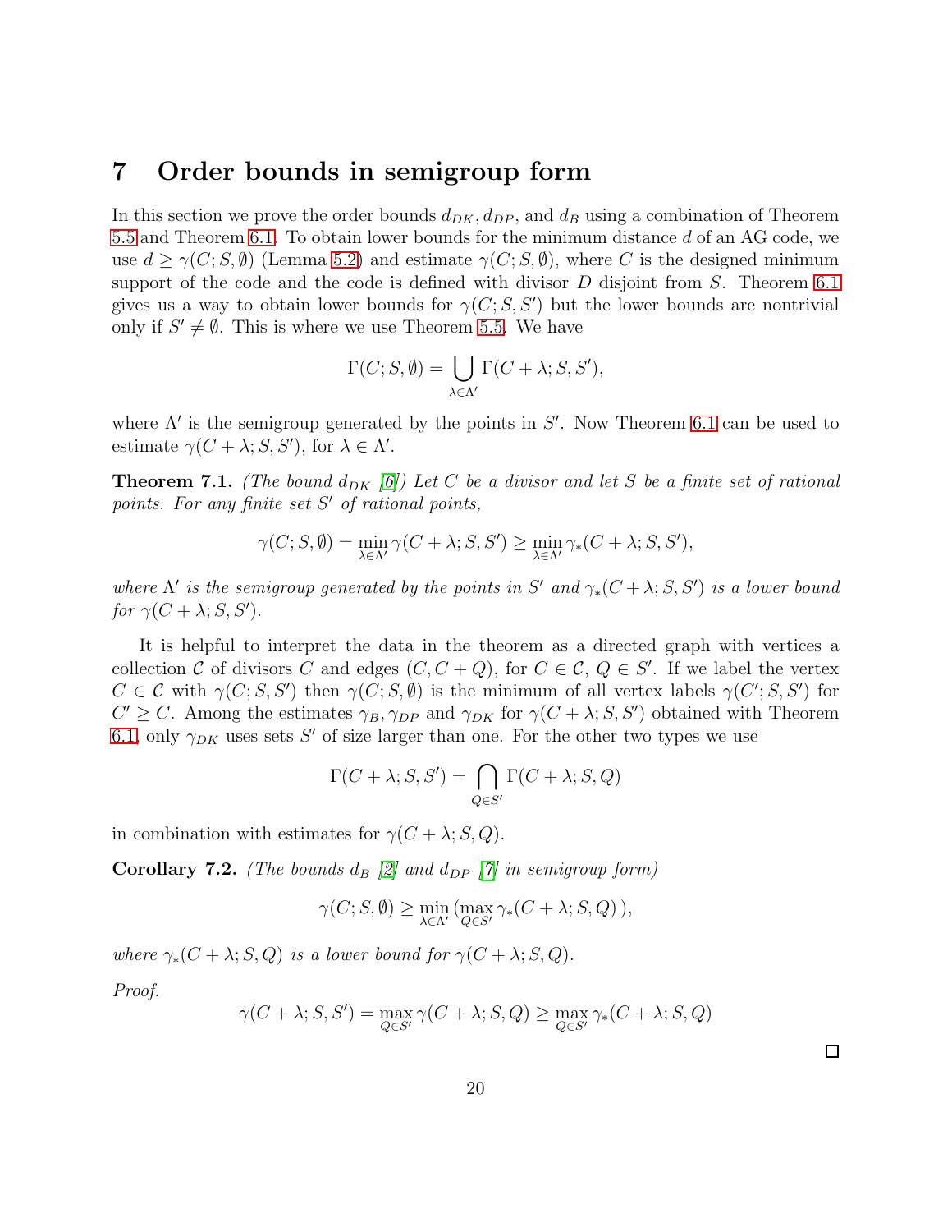## 7 Order bounds in semigroup form

In this section we prove the order bounds $d_{DK}, d_{DP}$, and $d_B$ using a combination of Theorem 5.5 and Theorem 6.1. To obtain lower bounds for the minimum distance $d$ of an AG code, we use $d \geq \gamma(C; S, \emptyset)$ (Lemma 5.2) and estimate $\gamma(C; S, \emptyset)$, where $C$ is the designed minimum support of the code and the code is defined with divisor $D$ disjoint from $S$. Theorem 6.1 gives us a way to obtain lower bounds for $\gamma(C; S, S')$ but the lower bounds are nontrivial only if $S' \neq \emptyset$. This is where we use Theorem 5.5. We have

$$\Gamma(C; S, \emptyset) = \bigcup_{\lambda \in \Lambda'} \Gamma(C + \lambda; S, S'),$$

where $\Lambda'$ is the semigroup generated by the points in $S'$. Now Theorem 6.1 can be used to estimate $\gamma(C + \lambda; S, S')$, for $\lambda \in \Lambda'$.

**Theorem 7.1.** *(The bound $d_{DK}$ [6]) Let $C$ be a divisor and let $S$ be a finite set of rational points. For any finite set $S'$ of rational points,*

$$\gamma(C; S, \emptyset) = \min_{\lambda \in \Lambda'} \gamma(C + \lambda; S, S') \geq \min_{\lambda \in \Lambda'} \gamma_*(C + \lambda; S, S'),$$

*where $\Lambda'$ is the semigroup generated by the points in $S'$ and $\gamma_*(C + \lambda; S, S')$ is a lower bound for $\gamma(C + \lambda; S, S')$.*

It is helpful to interpret the data in the theorem as a directed graph with vertices a collection $\mathcal{C}$ of divisors $C$ and edges $(C, C + Q)$, for $C \in \mathcal{C}$, $Q \in S'$. If we label the vertex $C \in \mathcal{C}$ with $\gamma(C; S, S')$ then $\gamma(C; S, \emptyset)$ is the minimum of all vertex labels $\gamma(C'; S, S')$ for $C' \geq C$. Among the estimates $\gamma_B, \gamma_{DP}$ and $\gamma_{DK}$ for $\gamma(C + \lambda; S, S')$ obtained with Theorem 6.1, only $\gamma_{DK}$ uses sets $S'$ of size larger than one. For the other two types we use

$$\Gamma(C + \lambda; S, S') = \bigcap_{Q \in S'} \Gamma(C + \lambda; S, Q)$$

in combination with estimates for $\gamma(C + \lambda; S, Q)$.

**Corollary 7.2.** *(The bounds $d_B$ [2] and $d_{DP}$ [7] in semigroup form)*

$$\gamma(C; S, \emptyset) \geq \min_{\lambda \in \Lambda'} \big( \max_{Q \in S'} \gamma_*(C + \lambda; S, Q) \big),$$

*where $\gamma_*(C + \lambda; S, Q)$ is a lower bound for $\gamma(C + \lambda; S, Q)$.*

*Proof.*

$$\gamma(C + \lambda; S, S') = \max_{Q \in S'} \gamma(C + \lambda; S, Q) \geq \max_{Q \in S'} \gamma_*(C + \lambda; S, Q)$$

□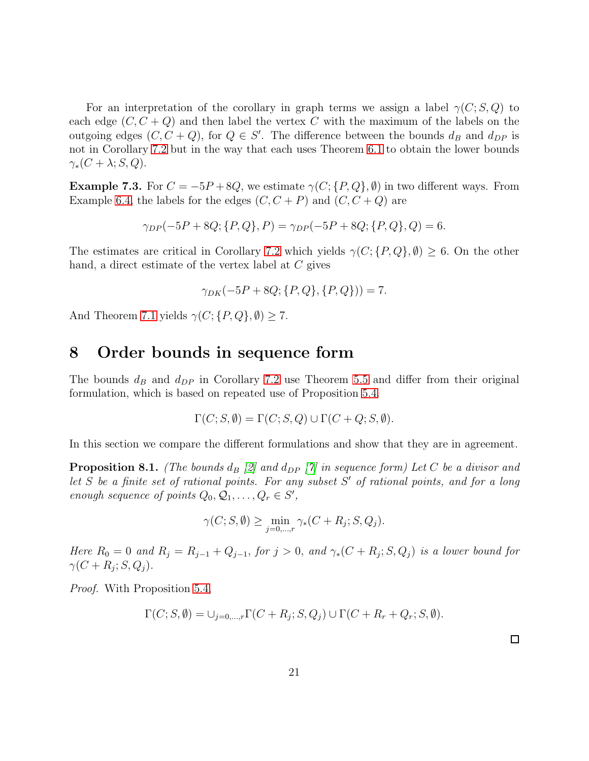For an interpretation of the corollary in graph terms we assign a label $\gamma(C; S, Q)$ to each edge $(C, C+Q)$ and then label the vertex $C$ with the maximum of the labels on the outgoing edges $(C, C+Q)$, for $Q \in S'$. The difference between the bounds $d_B$ and $d_{DP}$ is not in Corollary 7.2 but in the way that each uses Theorem 6.1 to obtain the lower bounds $\gamma_*(C+\lambda; S, Q)$.

**Example 7.3.** For $C = -5P + 8Q$, we estimate $\gamma(C; \{P, Q\}, \emptyset)$ in two different ways. From Example 6.4, the labels for the edges $(C, C+P)$ and $(C, C+Q)$ are

$$\gamma_{DP}(-5P + 8Q; \{P, Q\}, P) = \gamma_{DP}(-5P + 8Q; \{P, Q\}, Q) = 6.$$

The estimates are critical in Corollary 7.2 which yields $\gamma(C; \{P, Q\}, \emptyset) \geq 6$. On the other hand, a direct estimate of the vertex label at $C$ gives

$$\gamma_{DK}(-5P + 8Q; \{P, Q\}, \{P, Q\})) = 7.$$

And Theorem 7.1 yields $\gamma(C; \{P, Q\}, \emptyset) \geq 7$.

# 8 Order bounds in sequence form

The bounds $d_B$ and $d_{DP}$ in Corollary 7.2 use Theorem 5.5 and differ from their original formulation, which is based on repeated use of Proposition 5.4,

$$\Gamma(C; S, \emptyset) = \Gamma(C; S, Q) \cup \Gamma(C + Q; S, \emptyset).$$

In this section we compare the different formulations and show that they are in agreement.

**Proposition 8.1.** *(The bounds $d_B$ [2] and $d_{DP}$ [7] in sequence form) Let $C$ be a divisor and let $S$ be a finite set of rational points. For any subset $S'$ of rational points, and for a long enough sequence of points $Q_0, \mathcal{Q}_1, \ldots, Q_r \in S'$,*

$$\gamma(C; S, \emptyset) \geq \min_{j=0,\ldots,r} \gamma_*(C + R_j; S, Q_j).$$

*Here $R_0 = 0$ and $R_j = R_{j-1} + Q_{j-1}$, for $j > 0$, and $\gamma_*(C + R_j; S, Q_j)$ is a lower bound for $\gamma(C + R_j; S, Q_j)$.*

*Proof.* With Proposition 5.4,

$$\Gamma(C; S, \emptyset) = \cup_{j=0,\ldots,r} \Gamma(C + R_j; S, Q_j) \cup \Gamma(C + R_r + Q_r; S, \emptyset).$$

□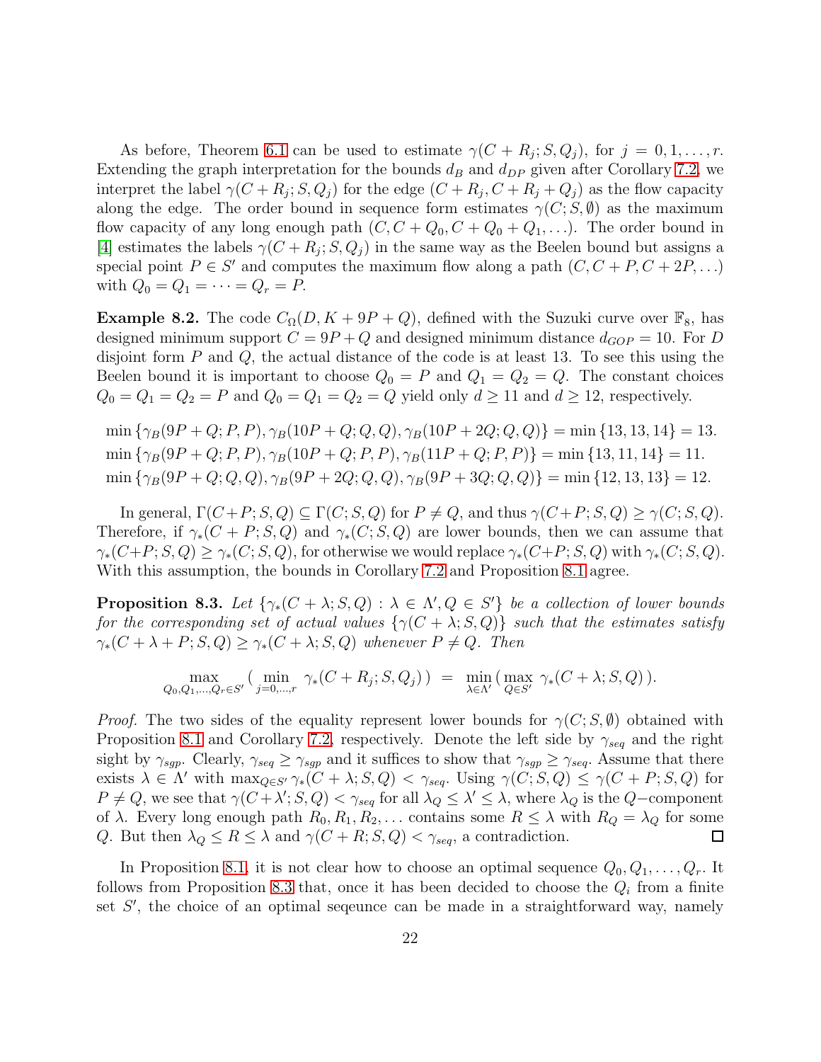As before, Theorem 6.1 can be used to estimate $\gamma(C + R_j; S, Q_j)$, for $j = 0, 1, \ldots, r$. Extending the graph interpretation for the bounds $d_B$ and $d_{DP}$ given after Corollary 7.2, we interpret the label $\gamma(C + R_j; S, Q_j)$ for the edge $(C + R_j, C + R_j + Q_j)$ as the flow capacity along the edge. The order bound in sequence form estimates $\gamma(C; S, \emptyset)$ as the maximum flow capacity of any long enough path $(C, C + Q_0, C + Q_0 + Q_1, \ldots)$. The order bound in [4] estimates the labels $\gamma(C + R_j; S, Q_j)$ in the same way as the Beelen bound but assigns a special point $P \in S'$ and computes the maximum flow along a path $(C, C + P, C + 2P, \ldots)$ with $Q_0 = Q_1 = \cdots = Q_r = P$.

**Example 8.2.** The code $C_\Omega(D, K + 9P + Q)$, defined with the Suzuki curve over $\mathbb{F}_8$, has designed minimum support $C = 9P + Q$ and designed minimum distance $d_{GOP} = 10$. For $D$ disjoint form $P$ and $Q$, the actual distance of the code is at least 13. To see this using the Beelen bound it is important to choose $Q_0 = P$ and $Q_1 = Q_2 = Q$. The constant choices $Q_0 = Q_1 = Q_2 = P$ and $Q_0 = Q_1 = Q_2 = Q$ yield only $d \geq 11$ and $d \geq 12$, respectively.

$$\min\{\gamma_B(9P + Q; P, P), \gamma_B(10P + Q; Q, Q), \gamma_B(10P + 2Q; Q, Q)\} = \min\{13, 13, 14\} = 13.$$
$$\min\{\gamma_B(9P + Q; P, P), \gamma_B(10P + Q; P, P), \gamma_B(11P + Q; P, P)\} = \min\{13, 11, 14\} = 11.$$
$$\min\{\gamma_B(9P + Q; Q, Q), \gamma_B(9P + 2Q; Q, Q), \gamma_B(9P + 3Q; Q, Q)\} = \min\{12, 13, 13\} = 12.$$

In general, $\Gamma(C+P; S, Q) \subseteq \Gamma(C; S, Q)$ for $P \neq Q$, and thus $\gamma(C+P; S, Q) \geq \gamma(C; S, Q)$. Therefore, if $\gamma_*(C + P; S, Q)$ and $\gamma_*(C; S, Q)$ are lower bounds, then we can assume that $\gamma_*(C+P; S, Q) \geq \gamma_*(C; S, Q)$, for otherwise we would replace $\gamma_*(C+P; S, Q)$ with $\gamma_*(C; S, Q)$. With this assumption, the bounds in Corollary 7.2 and Proposition 8.1 agree.

**Proposition 8.3.** *Let $\{\gamma_*(C + \lambda; S, Q) : \lambda \in \Lambda', Q \in S'\}$ be a collection of lower bounds for the corresponding set of actual values $\{\gamma(C + \lambda; S, Q)\}$ such that the estimates satisfy $\gamma_*(C + \lambda + P; S, Q) \geq \gamma_*(C + \lambda; S, Q)$ whenever $P \neq Q$. Then*

$$\max_{Q_0, Q_1, \ldots, Q_r \in S'} \big( \min_{j=0,\ldots,r} \gamma_*(C + R_j; S, Q_j) \big) \; = \; \min_{\lambda \in \Lambda'} \big( \max_{Q \in S'} \gamma_*(C + \lambda; S, Q) \big).$$

*Proof.* The two sides of the equality represent lower bounds for $\gamma(C; S, \emptyset)$ obtained with Proposition 8.1 and Corollary 7.2, respectively. Denote the left side by $\gamma_{seq}$ and the right sight by $\gamma_{sgp}$. Clearly, $\gamma_{seq} \geq \gamma_{sgp}$ and it suffices to show that $\gamma_{sgp} \geq \gamma_{seq}$. Assume that there exists $\lambda \in \Lambda'$ with $\max_{Q \in S'} \gamma_*(C + \lambda; S, Q) < \gamma_{seq}$. Using $\gamma(C; S, Q) \leq \gamma(C + P; S, Q)$ for $P \neq Q$, we see that $\gamma(C + \lambda'; S, Q) < \gamma_{seq}$ for all $\lambda_Q \leq \lambda' \leq \lambda$, where $\lambda_Q$ is the $Q-$component of $\lambda$. Every long enough path $R_0, R_1, R_2, \ldots$ contains some $R \leq \lambda$ with $R_Q = \lambda_Q$ for some $Q$. But then $\lambda_Q \leq R \leq \lambda$ and $\gamma(C + R; S, Q) < \gamma_{seq}$, a contradiction. ☐

In Proposition 8.1, it is not clear how to choose an optimal sequence $Q_0, Q_1, \ldots, Q_r$. It follows from Proposition 8.3 that, once it has been decided to choose the $Q_i$ from a finite set $S'$, the choice of an optimal seqeunce can be made in a straightforward way, namely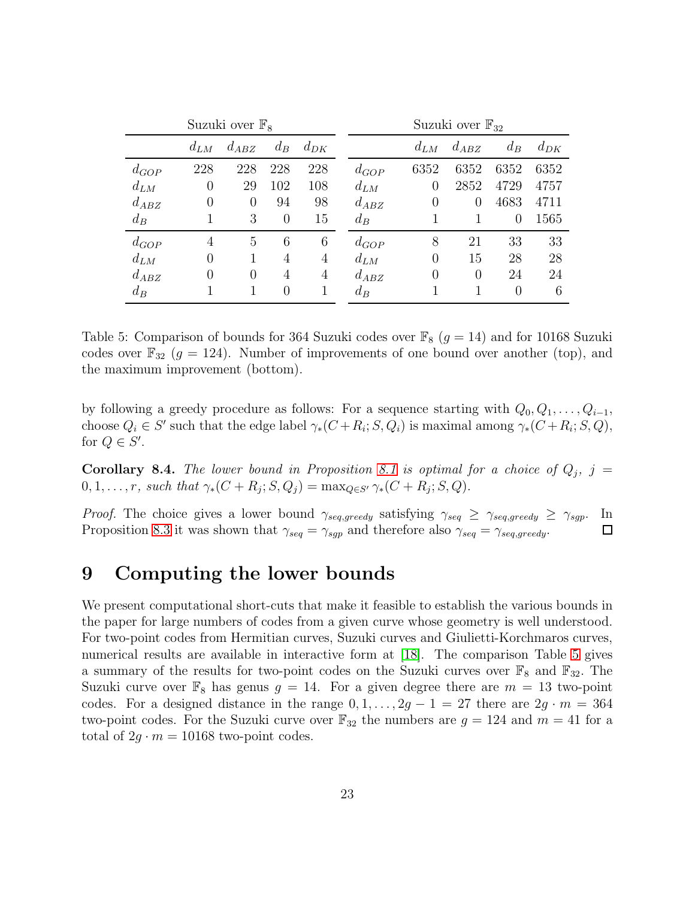| Suzuki over $\mathbb{F}_8$ | | | | | Suzuki over $\mathbb{F}_{32}$ | | | | |
|---|---|---|---|---|---|---|---|---|---|
| | $d_{LM}$ | $d_{ABZ}$ | $d_B$ | $d_{DK}$ | | $d_{LM}$ | $d_{ABZ}$ | $d_B$ | $d_{DK}$ |
| $d_{GOP}$ | 228 | 228 | 228 | 228 | $d_{GOP}$ | 6352 | 6352 | 6352 | 6352 |
| $d_{LM}$ | 0 | 29 | 102 | 108 | $d_{LM}$ | 0 | 2852 | 4729 | 4757 |
| $d_{ABZ}$ | 0 | 0 | 94 | 98 | $d_{ABZ}$ | 0 | 0 | 4683 | 4711 |
| $d_B$ | 1 | 3 | 0 | 15 | $d_B$ | 1 | 1 | 0 | 1565 |
| $d_{GOP}$ | 4 | 5 | 6 | 6 | $d_{GOP}$ | 8 | 21 | 33 | 33 |
| $d_{LM}$ | 0 | 1 | 4 | 4 | $d_{LM}$ | 0 | 15 | 28 | 28 |
| $d_{ABZ}$ | 0 | 0 | 4 | 4 | $d_{ABZ}$ | 0 | 0 | 24 | 24 |
| $d_B$ | 1 | 1 | 0 | 1 | $d_B$ | 1 | 1 | 0 | 6 |

Table 5: Comparison of bounds for 364 Suzuki codes over $\mathbb{F}_8$ ($g = 14$) and for 10168 Suzuki codes over $\mathbb{F}_{32}$ ($g = 124$). Number of improvements of one bound over another (top), and the maximum improvement (bottom).

by following a greedy procedure as follows: For a sequence starting with $Q_0, Q_1, \ldots, Q_{i-1}$, choose $Q_i \in S'$ such that the edge label $\gamma_*(C+R_i; S, Q_i)$ is maximal among $\gamma_*(C+R_i; S, Q)$, for $Q \in S'$.

**Corollary 8.4.** *The lower bound in Proposition 8.1 is optimal for a choice of $Q_j$, $j = 0, 1, \ldots, r$, such that $\gamma_*(C + R_j; S, Q_j) = \max_{Q \in S'} \gamma_*(C + R_j; S, Q)$.*

*Proof.* The choice gives a lower bound $\gamma_{seq,greedy}$ satisfying $\gamma_{seq} \geq \gamma_{seq,greedy} \geq \gamma_{sgp}$. In Proposition 8.3 it was shown that $\gamma_{seq} = \gamma_{sgp}$ and therefore also $\gamma_{seq} = \gamma_{seq,greedy}$. □

# 9 Computing the lower bounds

We present computational short-cuts that make it feasible to establish the various bounds in the paper for large numbers of codes from a given curve whose geometry is well understood. For two-point codes from Hermitian curves, Suzuki curves and Giulietti-Korchmaros curves, numerical results are available in interactive form at [18]. The comparison Table 5 gives a summary of the results for two-point codes on the Suzuki curves over $\mathbb{F}_8$ and $\mathbb{F}_{32}$. The Suzuki curve over $\mathbb{F}_8$ has genus $g = 14$. For a given degree there are $m = 13$ two-point codes. For a designed distance in the range $0, 1, \ldots, 2g - 1 = 27$ there are $2g \cdot m = 364$ two-point codes. For the Suzuki curve over $\mathbb{F}_{32}$ the numbers are $g = 124$ and $m = 41$ for a total of $2g \cdot m = 10168$ two-point codes.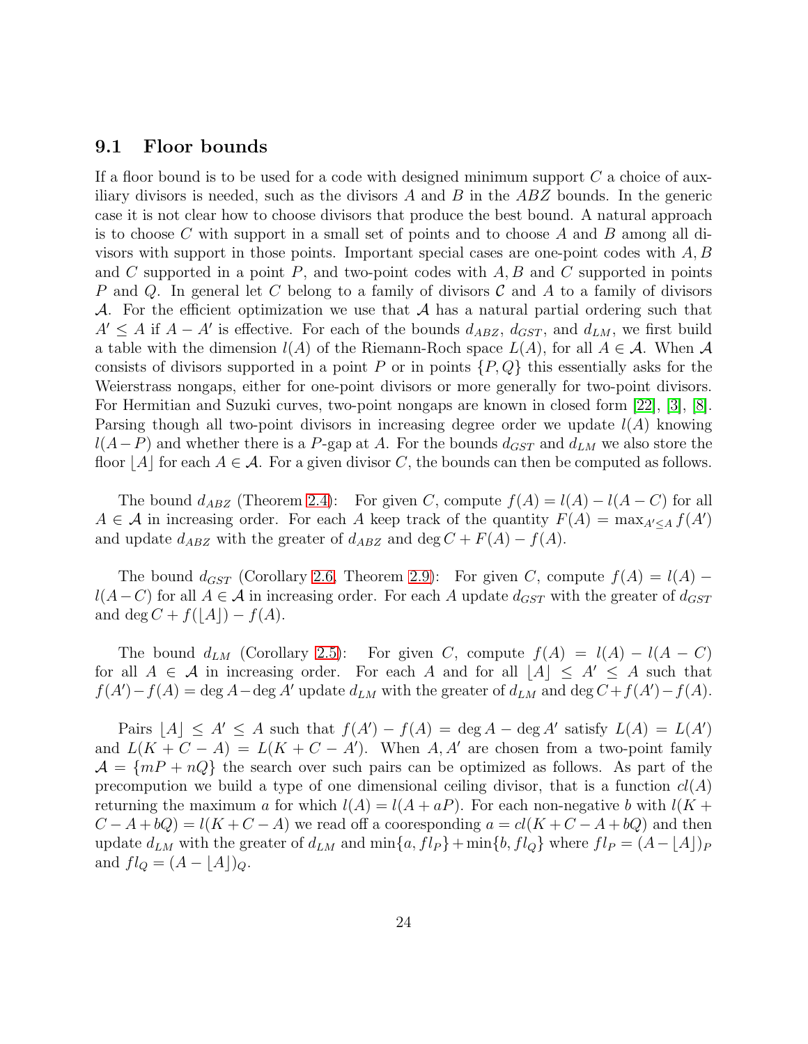### 9.1 Floor bounds

If a floor bound is to be used for a code with designed minimum support $C$ a choice of auxiliary divisors is needed, such as the divisors $A$ and $B$ in the $ABZ$ bounds. In the generic case it is not clear how to choose divisors that produce the best bound. A natural approach is to choose $C$ with support in a small set of points and to choose $A$ and $B$ among all divisors with support in those points. Important special cases are one-point codes with $A, B$ and $C$ supported in a point $P$, and two-point codes with $A, B$ and $C$ supported in points $P$ and $Q$. In general let $C$ belong to a family of divisors $\mathcal{C}$ and $A$ to a family of divisors $\mathcal{A}$. For the efficient optimization we use that $\mathcal{A}$ has a natural partial ordering such that $A' \leq A$ if $A - A'$ is effective. For each of the bounds $d_{ABZ}$, $d_{GST}$, and $d_{LM}$, we first build a table with the dimension $l(A)$ of the Riemann-Roch space $L(A)$, for all $A \in \mathcal{A}$. When $\mathcal{A}$ consists of divisors supported in a point $P$ or in points $\{P, Q\}$ this essentially asks for the Weierstrass nongaps, either for one-point divisors or more generally for two-point divisors. For Hermitian and Suzuki curves, two-point nongaps are known in closed form [22], [3], [8]. Parsing though all two-point divisors in increasing degree order we update $l(A)$ knowing $l(A-P)$ and whether there is a $P$-gap at $A$. For the bounds $d_{GST}$ and $d_{LM}$ we also store the floor $\lfloor A \rfloor$ for each $A \in \mathcal{A}$. For a given divisor $C$, the bounds can then be computed as follows.

The bound $d_{ABZ}$ (Theorem 2.4): For given $C$, compute $f(A) = l(A) - l(A - C)$ for all $A \in \mathcal{A}$ in increasing order. For each $A$ keep track of the quantity $F(A) = \max_{A' \leq A} f(A')$ and update $d_{ABZ}$ with the greater of $d_{ABZ}$ and $\deg C + F(A) - f(A)$.

The bound $d_{GST}$ (Corollary 2.6, Theorem 2.9): For given $C$, compute $f(A) = l(A) - l(A-C)$ for all $A \in \mathcal{A}$ in increasing order. For each $A$ update $d_{GST}$ with the greater of $d_{GST}$ and $\deg C + f(\lfloor A \rfloor) - f(A)$.

The bound $d_{LM}$ (Corollary 2.5): For given $C$, compute $f(A) = l(A) - l(A - C)$ for all $A \in \mathcal{A}$ in increasing order. For each $A$ and for all $\lfloor A \rfloor \leq A' \leq A$ such that $f(A') - f(A) = \deg A - \deg A'$ update $d_{LM}$ with the greater of $d_{LM}$ and $\deg C + f(A') - f(A)$.

Pairs $\lfloor A \rfloor \leq A' \leq A$ such that $f(A') - f(A) = \deg A - \deg A'$ satisfy $L(A) = L(A')$ and $L(K + C - A) = L(K + C - A')$. When $A, A'$ are chosen from a two-point family $\mathcal{A} = \{mP + nQ\}$ the search over such pairs can be optimized as follows. As part of the precompution we build a type of one dimensional ceiling divisor, that is a function $cl(A)$ returning the maximum $a$ for which $l(A) = l(A + aP)$. For each non-negative $b$ with $l(K + C - A + bQ) = l(K + C - A)$ we read off a cooresponding $a = cl(K + C - A + bQ)$ and then update $d_{LM}$ with the greater of $d_{LM}$ and $\min\{a, fl_P\} + \min\{b, fl_Q\}$ where $fl_P = (A - \lfloor A \rfloor)_P$ and $fl_Q = (A - \lfloor A \rfloor)_Q$.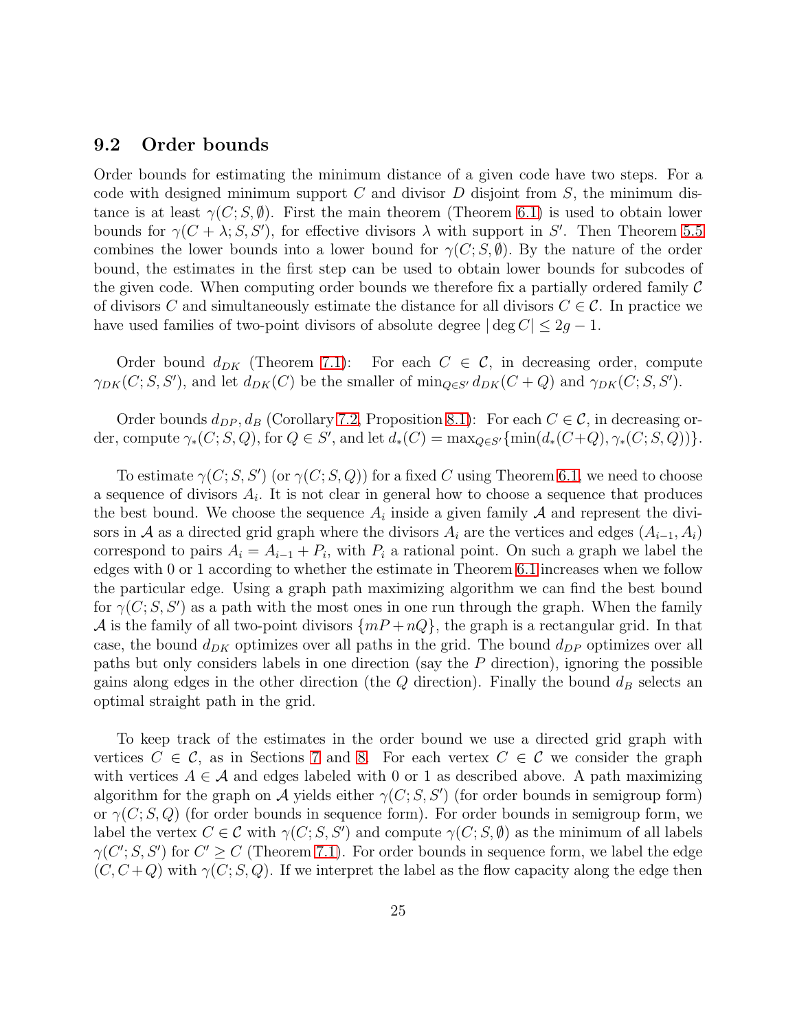## 9.2 Order bounds

Order bounds for estimating the minimum distance of a given code have two steps. For a code with designed minimum support $C$ and divisor $D$ disjoint from $S$, the minimum distance is at least $\gamma(C; S, \emptyset)$. First the main theorem (Theorem 6.1) is used to obtain lower bounds for $\gamma(C + \lambda; S, S')$, for effective divisors $\lambda$ with support in $S'$. Then Theorem 5.5 combines the lower bounds into a lower bound for $\gamma(C; S, \emptyset)$. By the nature of the order bound, the estimates in the first step can be used to obtain lower bounds for subcodes of the given code. When computing order bounds we therefore fix a partially ordered family $\mathcal{C}$ of divisors $C$ and simultaneously estimate the distance for all divisors $C \in \mathcal{C}$. In practice we have used families of two-point divisors of absolute degree $|\deg C| \leq 2g - 1$.

Order bound $d_{DK}$ (Theorem 7.1): For each $C \in \mathcal{C}$, in decreasing order, compute $\gamma_{DK}(C; S, S')$, and let $d_{DK}(C)$ be the smaller of $\min_{Q \in S'} d_{DK}(C + Q)$ and $\gamma_{DK}(C; S, S')$.

Order bounds $d_{DP}, d_B$ (Corollary 7.2, Proposition 8.1): For each $C \in \mathcal{C}$, in decreasing order, compute $\gamma_*(C; S, Q)$, for $Q \in S'$, and let $d_*(C) = \max_{Q \in S'}\{\min(d_*(C+Q), \gamma_*(C; S, Q))\}$.

To estimate $\gamma(C; S, S')$ (or $\gamma(C; S, Q)$) for a fixed $C$ using Theorem 6.1, we need to choose a sequence of divisors $A_i$. It is not clear in general how to choose a sequence that produces the best bound. We choose the sequence $A_i$ inside a given family $\mathcal{A}$ and represent the divisors in $\mathcal{A}$ as a directed grid graph where the divisors $A_i$ are the vertices and edges $(A_{i-1}, A_i)$ correspond to pairs $A_i = A_{i-1} + P_i$, with $P_i$ a rational point. On such a graph we label the edges with 0 or 1 according to whether the estimate in Theorem 6.1 increases when we follow the particular edge. Using a graph path maximizing algorithm we can find the best bound for $\gamma(C; S, S')$ as a path with the most ones in one run through the graph. When the family $\mathcal{A}$ is the family of all two-point divisors $\{mP + nQ\}$, the graph is a rectangular grid. In that case, the bound $d_{DK}$ optimizes over all paths in the grid. The bound $d_{DP}$ optimizes over all paths but only considers labels in one direction (say the $P$ direction), ignoring the possible gains along edges in the other direction (the $Q$ direction). Finally the bound $d_B$ selects an optimal straight path in the grid.

To keep track of the estimates in the order bound we use a directed grid graph with vertices $C \in \mathcal{C}$, as in Sections 7 and 8. For each vertex $C \in \mathcal{C}$ we consider the graph with vertices $A \in \mathcal{A}$ and edges labeled with 0 or 1 as described above. A path maximizing algorithm for the graph on $\mathcal{A}$ yields either $\gamma(C; S, S')$ (for order bounds in semigroup form) or $\gamma(C; S, Q)$ (for order bounds in sequence form). For order bounds in semigroup form, we label the vertex $C \in \mathcal{C}$ with $\gamma(C; S, S')$ and compute $\gamma(C; S, \emptyset)$ as the minimum of all labels $\gamma(C'; S, S')$ for $C' \geq C$ (Theorem 7.1). For order bounds in sequence form, we label the edge $(C, C+Q)$ with $\gamma(C; S, Q)$. If we interpret the label as the flow capacity along the edge then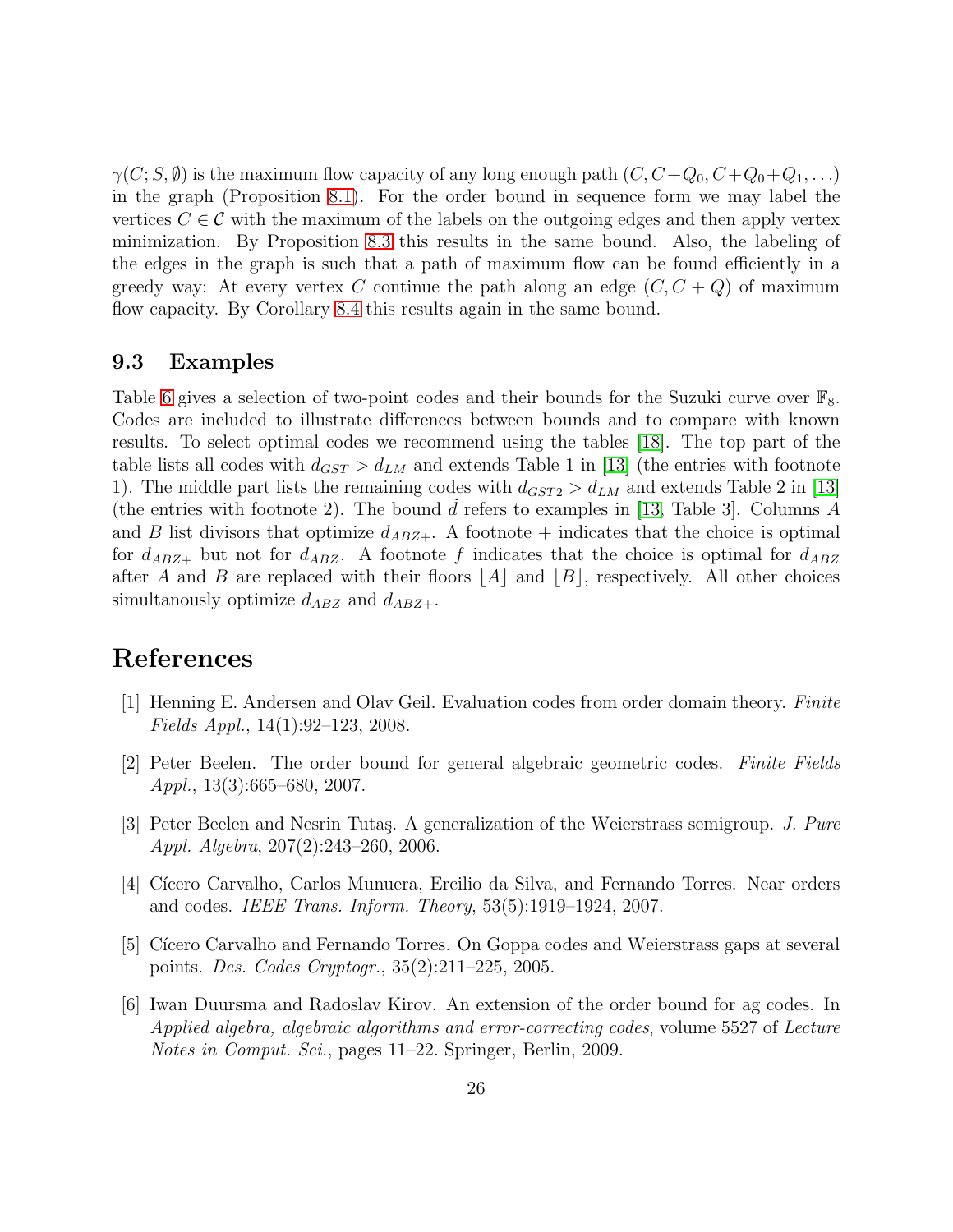$\gamma(C; S, \emptyset)$ is the maximum flow capacity of any long enough path $(C, C+Q_0, C+Q_0+Q_1, \ldots)$ in the graph (Proposition 8.1). For the order bound in sequence form we may label the vertices $C \in \mathcal{C}$ with the maximum of the labels on the outgoing edges and then apply vertex minimization. By Proposition 8.3 this results in the same bound. Also, the labeling of the edges in the graph is such that a path of maximum flow can be found efficiently in a greedy way: At every vertex $C$ continue the path along an edge $(C, C+Q)$ of maximum flow capacity. By Corollary 8.4 this results again in the same bound.

### 9.3 Examples

Table 6 gives a selection of two-point codes and their bounds for the Suzuki curve over $\mathbb{F}_8$. Codes are included to illustrate differences between bounds and to compare with known results. To select optimal codes we recommend using the tables [18]. The top part of the table lists all codes with $d_{GST} > d_{LM}$ and extends Table 1 in [13] (the entries with footnote 1). The middle part lists the remaining codes with $d_{GST2} > d_{LM}$ and extends Table 2 in [13] (the entries with footnote 2). The bound $\tilde{d}$ refers to examples in [13, Table 3]. Columns $A$ and $B$ list divisors that optimize $d_{ABZ+}$. A footnote $+$ indicates that the choice is optimal for $d_{ABZ+}$ but not for $d_{ABZ}$. A footnote $f$ indicates that the choice is optimal for $d_{ABZ}$ after $A$ and $B$ are replaced with their floors $\lfloor A \rfloor$ and $\lfloor B \rfloor$, respectively. All other choices simultanously optimize $d_{ABZ}$ and $d_{ABZ+}$.

## References

[1] Henning E. Andersen and Olav Geil. Evaluation codes from order domain theory. *Finite Fields Appl.*, 14(1):92–123, 2008.

[2] Peter Beelen. The order bound for general algebraic geometric codes. *Finite Fields Appl.*, 13(3):665–680, 2007.

[3] Peter Beelen and Nesrin Tutaş. A generalization of the Weierstrass semigroup. *J. Pure Appl. Algebra*, 207(2):243–260, 2006.

[4] Cícero Carvalho, Carlos Munuera, Ercilio da Silva, and Fernando Torres. Near orders and codes. *IEEE Trans. Inform. Theory*, 53(5):1919–1924, 2007.

[5] Cícero Carvalho and Fernando Torres. On Goppa codes and Weierstrass gaps at several points. *Des. Codes Cryptogr.*, 35(2):211–225, 2005.

[6] Iwan Duursma and Radoslav Kirov. An extension of the order bound for ag codes. In *Applied algebra, algebraic algorithms and error-correcting codes*, volume 5527 of *Lecture Notes in Comput. Sci.*, pages 11–22. Springer, Berlin, 2009.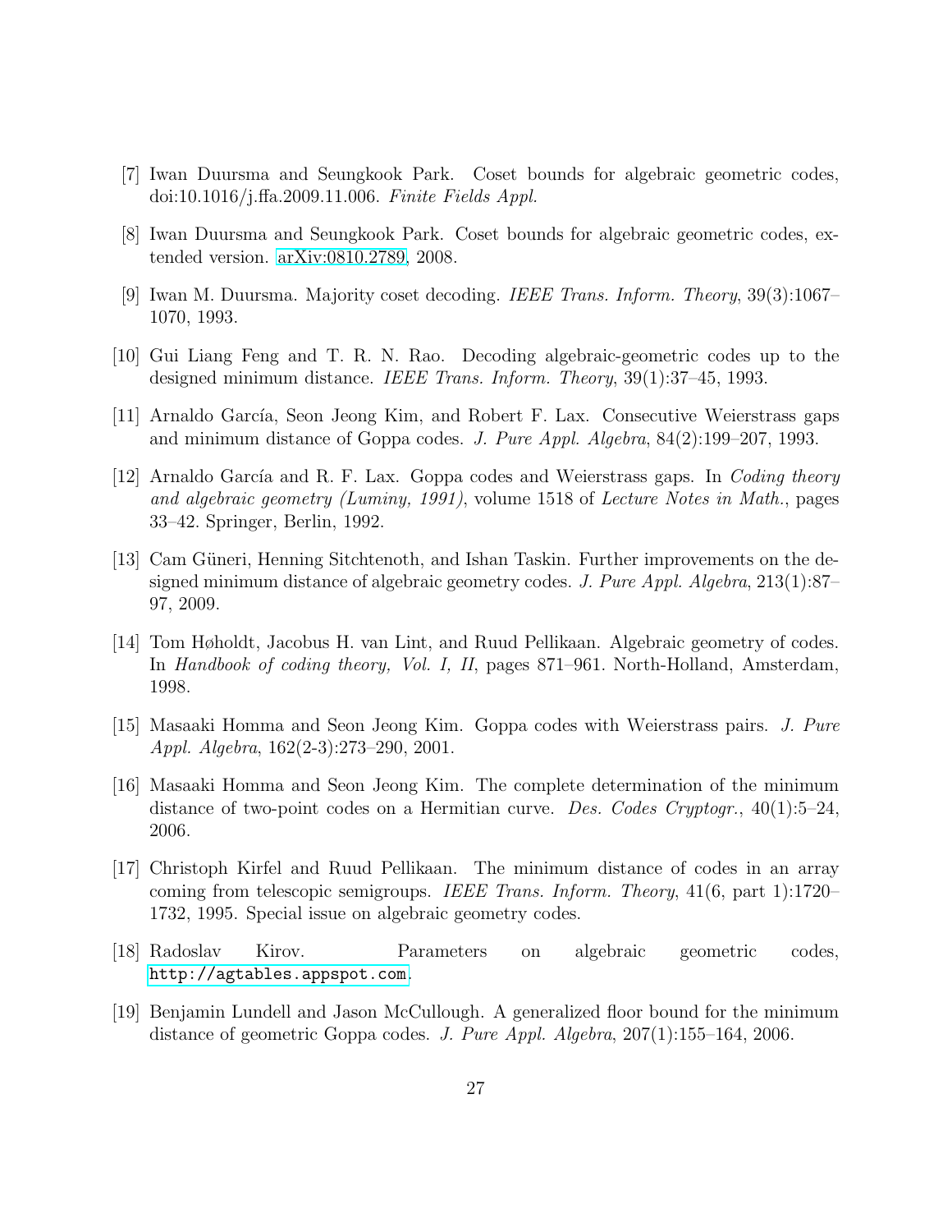[7] Iwan Duursma and Seungkook Park. Coset bounds for algebraic geometric codes, doi:10.1016/j.ffa.2009.11.006. *Finite Fields Appl.*

[8] Iwan Duursma and Seungkook Park. Coset bounds for algebraic geometric codes, extended version. arXiv:0810.2789, 2008.

[9] Iwan M. Duursma. Majority coset decoding. *IEEE Trans. Inform. Theory*, 39(3):1067–1070, 1993.

[10] Gui Liang Feng and T. R. N. Rao. Decoding algebraic-geometric codes up to the designed minimum distance. *IEEE Trans. Inform. Theory*, 39(1):37–45, 1993.

[11] Arnaldo García, Seon Jeong Kim, and Robert F. Lax. Consecutive Weierstrass gaps and minimum distance of Goppa codes. *J. Pure Appl. Algebra*, 84(2):199–207, 1993.

[12] Arnaldo García and R. F. Lax. Goppa codes and Weierstrass gaps. In *Coding theory and algebraic geometry (Luminy, 1991)*, volume 1518 of *Lecture Notes in Math.*, pages 33–42. Springer, Berlin, 1992.

[13] Cam Güneri, Henning Sitchtenoth, and Ishan Taskin. Further improvements on the designed minimum distance of algebraic geometry codes. *J. Pure Appl. Algebra*, 213(1):87–97, 2009.

[14] Tom Høholdt, Jacobus H. van Lint, and Ruud Pellikaan. Algebraic geometry of codes. In *Handbook of coding theory, Vol. I, II*, pages 871–961. North-Holland, Amsterdam, 1998.

[15] Masaaki Homma and Seon Jeong Kim. Goppa codes with Weierstrass pairs. *J. Pure Appl. Algebra*, 162(2-3):273–290, 2001.

[16] Masaaki Homma and Seon Jeong Kim. The complete determination of the minimum distance of two-point codes on a Hermitian curve. *Des. Codes Cryptogr.*, 40(1):5–24, 2006.

[17] Christoph Kirfel and Ruud Pellikaan. The minimum distance of codes in an array coming from telescopic semigroups. *IEEE Trans. Inform. Theory*, 41(6, part 1):1720–1732, 1995. Special issue on algebraic geometry codes.

[18] Radoslav Kirov. Parameters on algebraic geometric codes, `http://agtables.appspot.com`.

[19] Benjamin Lundell and Jason McCullough. A generalized floor bound for the minimum distance of geometric Goppa codes. *J. Pure Appl. Algebra*, 207(1):155–164, 2006.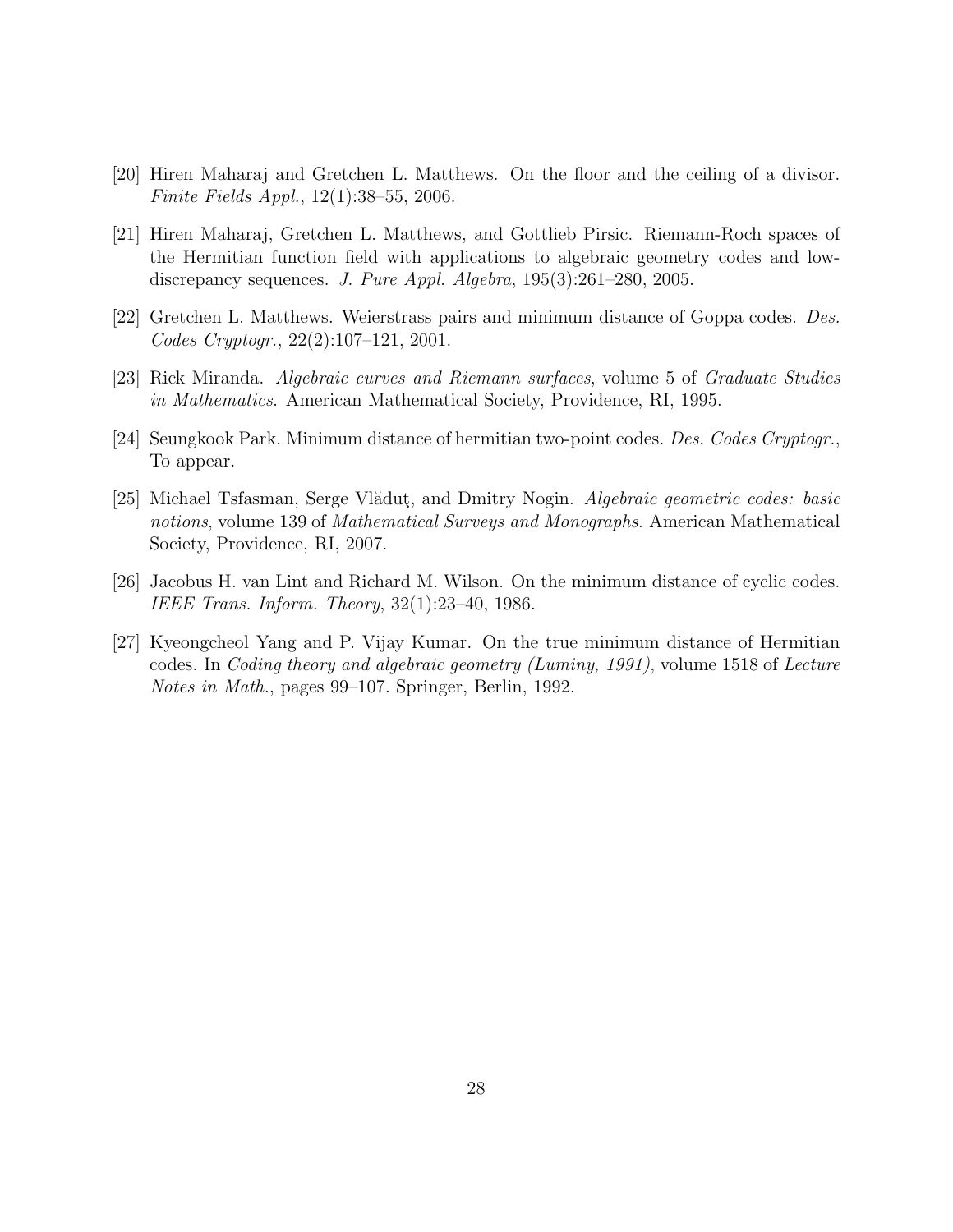[20] Hiren Maharaj and Gretchen L. Matthews. On the floor and the ceiling of a divisor. *Finite Fields Appl.*, 12(1):38–55, 2006.

[21] Hiren Maharaj, Gretchen L. Matthews, and Gottlieb Pirsic. Riemann-Roch spaces of the Hermitian function field with applications to algebraic geometry codes and low-discrepancy sequences. *J. Pure Appl. Algebra*, 195(3):261–280, 2005.

[22] Gretchen L. Matthews. Weierstrass pairs and minimum distance of Goppa codes. *Des. Codes Cryptogr.*, 22(2):107–121, 2001.

[23] Rick Miranda. *Algebraic curves and Riemann surfaces*, volume 5 of *Graduate Studies in Mathematics*. American Mathematical Society, Providence, RI, 1995.

[24] Seungkook Park. Minimum distance of hermitian two-point codes. *Des. Codes Cryptogr.*, To appear.

[25] Michael Tsfasman, Serge Vlăduţ, and Dmitry Nogin. *Algebraic geometric codes: basic notions*, volume 139 of *Mathematical Surveys and Monographs*. American Mathematical Society, Providence, RI, 2007.

[26] Jacobus H. van Lint and Richard M. Wilson. On the minimum distance of cyclic codes. *IEEE Trans. Inform. Theory*, 32(1):23–40, 1986.

[27] Kyeongcheol Yang and P. Vijay Kumar. On the true minimum distance of Hermitian codes. In *Coding theory and algebraic geometry (Luminy, 1991)*, volume 1518 of *Lecture Notes in Math.*, pages 99–107. Springer, Berlin, 1992.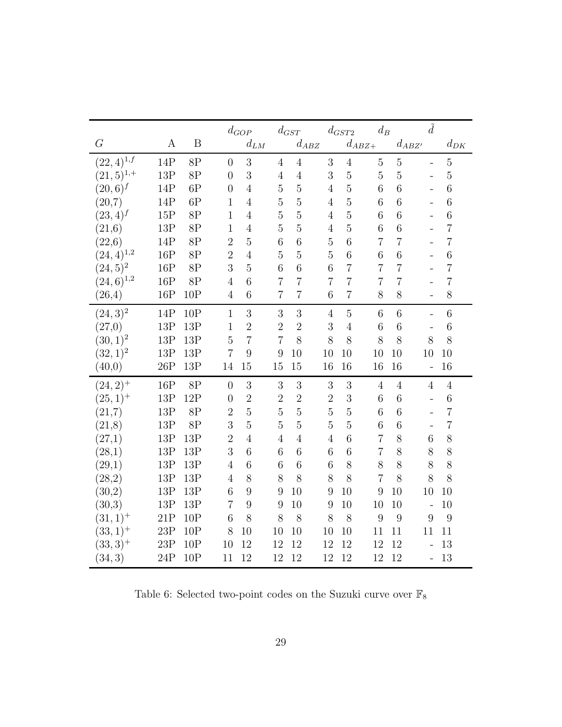| $G$ | A | B | $d_{GOP}$ | $d_{LM}$ | $d_{GST}$ | $d_{ABZ}$ | $d_{GST2}$ | $d_{ABZ+}$ | $d_B$ | $d_{ABZ'}$ | $\tilde{d}$ | $d_{DK}$ |
|---|---|---|---|---|---|---|---|---|---|---|---|---|
| $(22,4)^{1,f}$ | 14P | 8P | 0 | 3 | 4 | 4 | 3 | 4 | 5 | 5 | - | 5 |
| $(21,5)^{1,+}$ | 13P | 8P | 0 | 3 | 4 | 4 | 3 | 5 | 5 | 5 | - | 5 |
| $(20,6)^{f}$ | 14P | 6P | 0 | 4 | 5 | 5 | 4 | 5 | 6 | 6 | - | 6 |
| (20,7) | 14P | 6P | 1 | 4 | 5 | 5 | 4 | 5 | 6 | 6 | - | 6 |
| $(23,4)^{f}$ | 15P | 8P | 1 | 4 | 5 | 5 | 4 | 5 | 6 | 6 | - | 6 |
| (21,6) | 13P | 8P | 1 | 4 | 5 | 5 | 4 | 5 | 6 | 6 | - | 7 |
| (22,6) | 14P | 8P | 2 | 5 | 6 | 6 | 5 | 6 | 7 | 7 | - | 7 |
| $(24,4)^{1,2}$ | 16P | 8P | 2 | 4 | 5 | 5 | 5 | 6 | 6 | 6 | - | 6 |
| $(24,5)^{2}$ | 16P | 8P | 3 | 5 | 6 | 6 | 6 | 7 | 7 | 7 | - | 7 |
| $(24,6)^{1,2}$ | 16P | 8P | 4 | 6 | 7 | 7 | 7 | 7 | 7 | 7 | - | 7 |
| (26,4) | 16P | 10P | 4 | 6 | 7 | 7 | 6 | 7 | 8 | 8 | - | 8 |
| $(24,3)^{2}$ | 14P | 10P | 1 | 3 | 3 | 3 | 4 | 5 | 6 | 6 | - | 6 |
| (27,0) | 13P | 13P | 1 | 2 | 2 | 2 | 3 | 4 | 6 | 6 | - | 6 |
| $(30,1)^{2}$ | 13P | 13P | 5 | 7 | 7 | 8 | 8 | 8 | 8 | 8 | 8 | 8 |
| $(32,1)^{2}$ | 13P | 13P | 7 | 9 | 9 | 10 | 10 | 10 | 10 | 10 | 10 | 10 |
| (40,0) | 26P | 13P | 14 | 15 | 15 | 15 | 16 | 16 | 16 | 16 | - | 16 |
| $(24,2)^{+}$ | 16P | 8P | 0 | 3 | 3 | 3 | 3 | 3 | 4 | 4 | 4 | 4 |
| $(25,1)^{+}$ | 13P | 12P | 0 | 2 | 2 | 2 | 2 | 3 | 6 | 6 | - | 6 |
| (21,7) | 13P | 8P | 2 | 5 | 5 | 5 | 5 | 5 | 6 | 6 | - | 7 |
| (21,8) | 13P | 8P | 3 | 5 | 5 | 5 | 5 | 5 | 6 | 6 | - | 7 |
| (27,1) | 13P | 13P | 2 | 4 | 4 | 4 | 4 | 6 | 7 | 8 | 6 | 8 |
| (28,1) | 13P | 13P | 3 | 6 | 6 | 6 | 6 | 6 | 7 | 8 | 8 | 8 |
| (29,1) | 13P | 13P | 4 | 6 | 6 | 6 | 6 | 8 | 8 | 8 | 8 | 8 |
| (28,2) | 13P | 13P | 4 | 8 | 8 | 8 | 8 | 8 | 7 | 8 | 8 | 8 |
| (30,2) | 13P | 13P | 6 | 9 | 9 | 10 | 9 | 10 | 9 | 10 | 10 | 10 |
| (30,3) | 13P | 13P | 7 | 9 | 9 | 10 | 9 | 10 | 10 | 10 | - | 10 |
| $(31,1)^{+}$ | 21P | 10P | 6 | 8 | 8 | 8 | 8 | 8 | 9 | 9 | 9 | 9 |
| $(33,1)^{+}$ | 23P | 10P | 8 | 10 | 10 | 10 | 10 | 10 | 11 | 11 | 11 | 11 |
| $(33,3)^{+}$ | 23P | 10P | 10 | 12 | 12 | 12 | 12 | 12 | 12 | 12 | - | 13 |
| (34,3) | 24P | 10P | 11 | 12 | 12 | 12 | 12 | 12 | 12 | 12 | - | 13 |

Table 6: Selected two-point codes on the Suzuki curve over $\mathbb{F}_8$